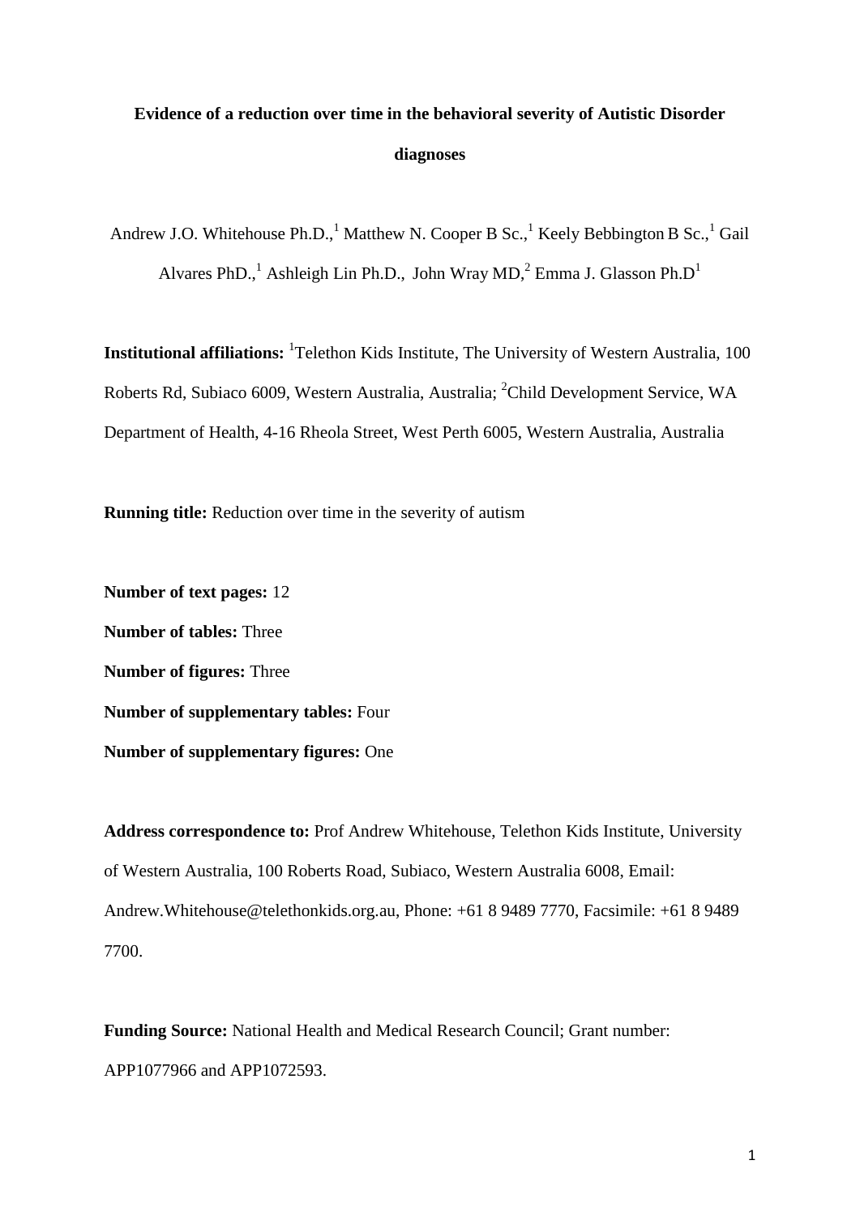# Evidence of a reduction over time in the behavioral severity of Autistic Disorder diagnoses

Andrew J.O. Whitehouse Ph.D.,[1] Matthew N. Cooper B Sc.,[1] Keely Bebbington B Sc.,[1] Gail Alvares PhD.,[1] Ashleigh Lin Ph.D., John Wray MD,[2] Emma J. Glasson Ph.D[1]

**Institutional affiliations:** [1]Telethon Kids Institute, The University of Western Australia, 100 Roberts Rd, Subiaco 6009, Western Australia, Australia; [2]Child Development Service, WA Department of Health, 4-16 Rheola Street, West Perth 6005, Western Australia, Australia

**Running title:** Reduction over time in the severity of autism

**Number of text pages:** 12

**Number of tables:** Three

**Number of figures:** Three

**Number of supplementary tables:** Four

**Number of supplementary figures:** One

**Address correspondence to:** Prof Andrew Whitehouse, Telethon Kids Institute, University of Western Australia, 100 Roberts Road, Subiaco, Western Australia 6008, Email: Andrew.Whitehouse@telethonkids.org.au, Phone: +61 8 9489 7770, Facsimile: +61 8 9489 7700.

**Funding Source:** National Health and Medical Research Council; Grant number: APP1077966 and APP1072593.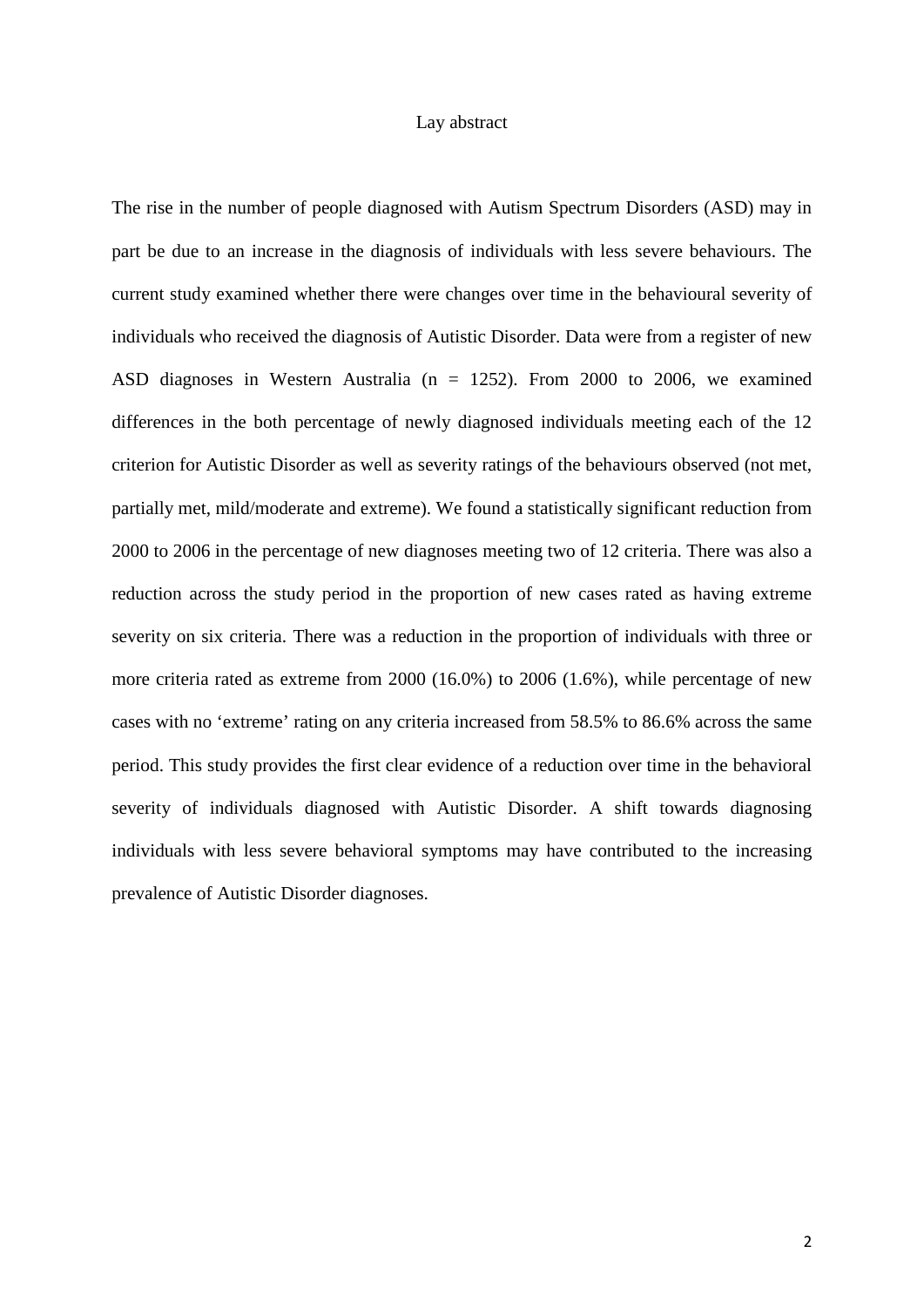# Lay abstract

The rise in the number of people diagnosed with Autism Spectrum Disorders (ASD) may in part be due to an increase in the diagnosis of individuals with less severe behaviours. The current study examined whether there were changes over time in the behavioural severity of individuals who received the diagnosis of Autistic Disorder. Data were from a register of new ASD diagnoses in Western Australia (n = 1252). From 2000 to 2006, we examined differences in the both percentage of newly diagnosed individuals meeting each of the 12 criterion for Autistic Disorder as well as severity ratings of the behaviours observed (not met, partially met, mild/moderate and extreme). We found a statistically significant reduction from 2000 to 2006 in the percentage of new diagnoses meeting two of 12 criteria. There was also a reduction across the study period in the proportion of new cases rated as having extreme severity on six criteria. There was a reduction in the proportion of individuals with three or more criteria rated as extreme from 2000 (16.0%) to 2006 (1.6%), while percentage of new cases with no 'extreme' rating on any criteria increased from 58.5% to 86.6% across the same period. This study provides the first clear evidence of a reduction over time in the behavioral severity of individuals diagnosed with Autistic Disorder. A shift towards diagnosing individuals with less severe behavioral symptoms may have contributed to the increasing prevalence of Autistic Disorder diagnoses.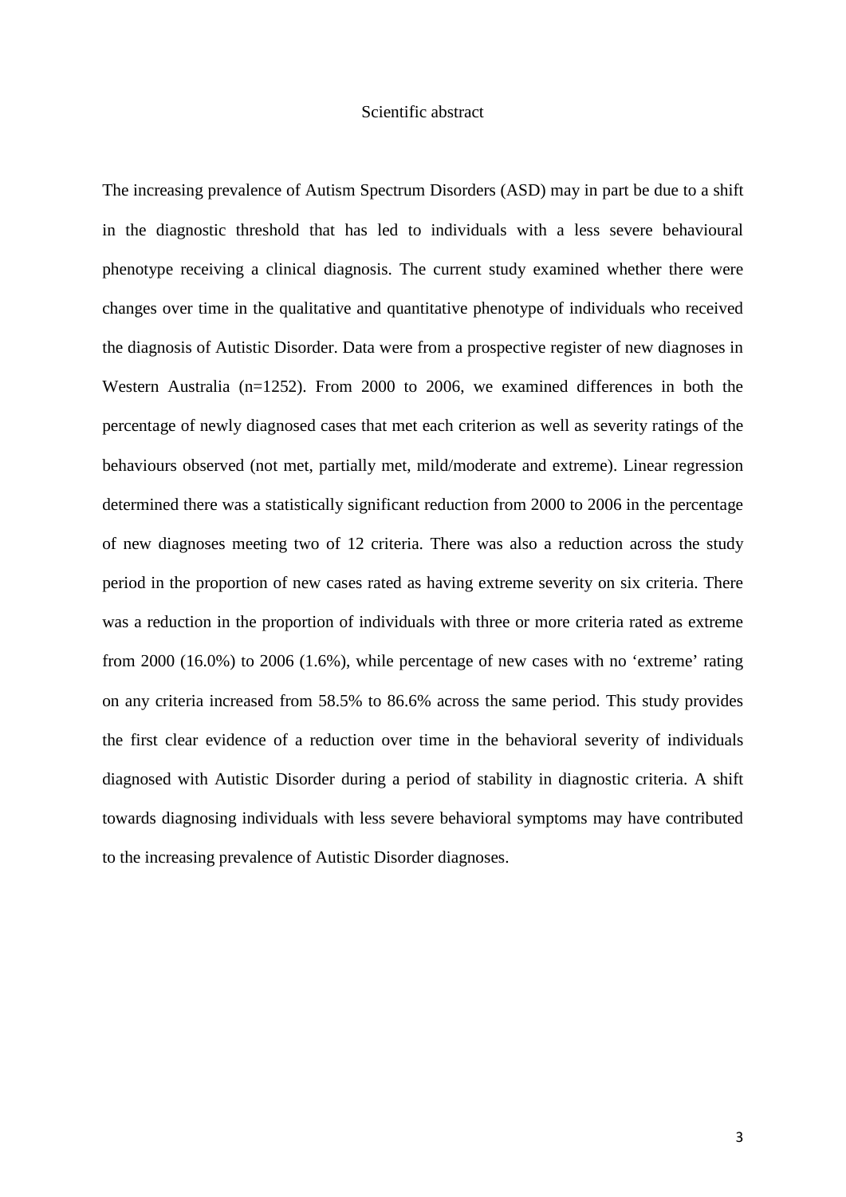## Scientific abstract

The increasing prevalence of Autism Spectrum Disorders (ASD) may in part be due to a shift in the diagnostic threshold that has led to individuals with a less severe behavioural phenotype receiving a clinical diagnosis. The current study examined whether there were changes over time in the qualitative and quantitative phenotype of individuals who received the diagnosis of Autistic Disorder. Data were from a prospective register of new diagnoses in Western Australia (n=1252). From 2000 to 2006, we examined differences in both the percentage of newly diagnosed cases that met each criterion as well as severity ratings of the behaviours observed (not met, partially met, mild/moderate and extreme). Linear regression determined there was a statistically significant reduction from 2000 to 2006 in the percentage of new diagnoses meeting two of 12 criteria. There was also a reduction across the study period in the proportion of new cases rated as having extreme severity on six criteria. There was a reduction in the proportion of individuals with three or more criteria rated as extreme from 2000 (16.0%) to 2006 (1.6%), while percentage of new cases with no 'extreme' rating on any criteria increased from 58.5% to 86.6% across the same period. This study provides the first clear evidence of a reduction over time in the behavioral severity of individuals diagnosed with Autistic Disorder during a period of stability in diagnostic criteria. A shift towards diagnosing individuals with less severe behavioral symptoms may have contributed to the increasing prevalence of Autistic Disorder diagnoses.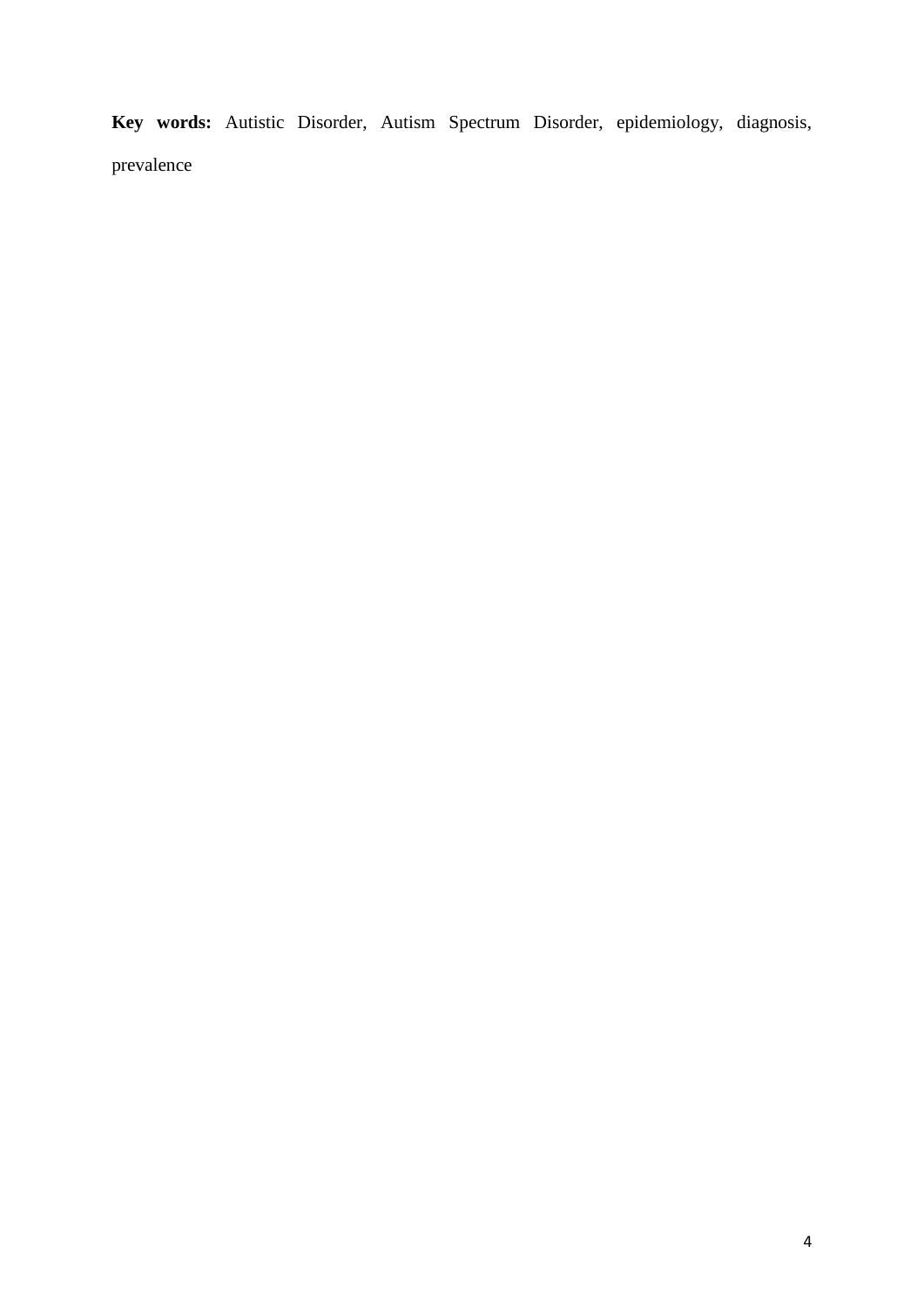**Key words:** Autistic Disorder, Autism Spectrum Disorder, epidemiology, diagnosis, prevalence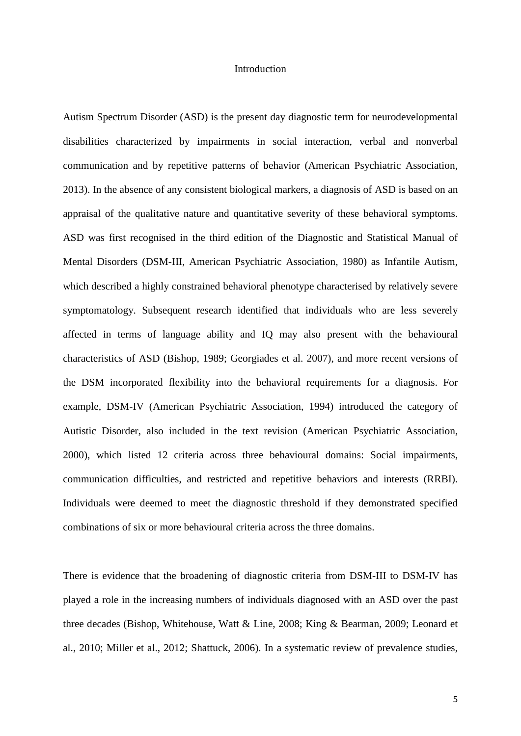# Introduction

Autism Spectrum Disorder (ASD) is the present day diagnostic term for neurodevelopmental disabilities characterized by impairments in social interaction, verbal and nonverbal communication and by repetitive patterns of behavior (American Psychiatric Association, 2013). In the absence of any consistent biological markers, a diagnosis of ASD is based on an appraisal of the qualitative nature and quantitative severity of these behavioral symptoms. ASD was first recognised in the third edition of the Diagnostic and Statistical Manual of Mental Disorders (DSM-III, American Psychiatric Association, 1980) as Infantile Autism, which described a highly constrained behavioral phenotype characterised by relatively severe symptomatology. Subsequent research identified that individuals who are less severely affected in terms of language ability and IQ may also present with the behavioural characteristics of ASD (Bishop, 1989; Georgiades et al. 2007), and more recent versions of the DSM incorporated flexibility into the behavioral requirements for a diagnosis. For example, DSM-IV (American Psychiatric Association, 1994) introduced the category of Autistic Disorder, also included in the text revision (American Psychiatric Association, 2000), which listed 12 criteria across three behavioural domains: Social impairments, communication difficulties, and restricted and repetitive behaviors and interests (RRBI). Individuals were deemed to meet the diagnostic threshold if they demonstrated specified combinations of six or more behavioural criteria across the three domains.

There is evidence that the broadening of diagnostic criteria from DSM-III to DSM-IV has played a role in the increasing numbers of individuals diagnosed with an ASD over the past three decades (Bishop, Whitehouse, Watt & Line, 2008; King & Bearman, 2009; Leonard et al., 2010; Miller et al., 2012; Shattuck, 2006). In a systematic review of prevalence studies,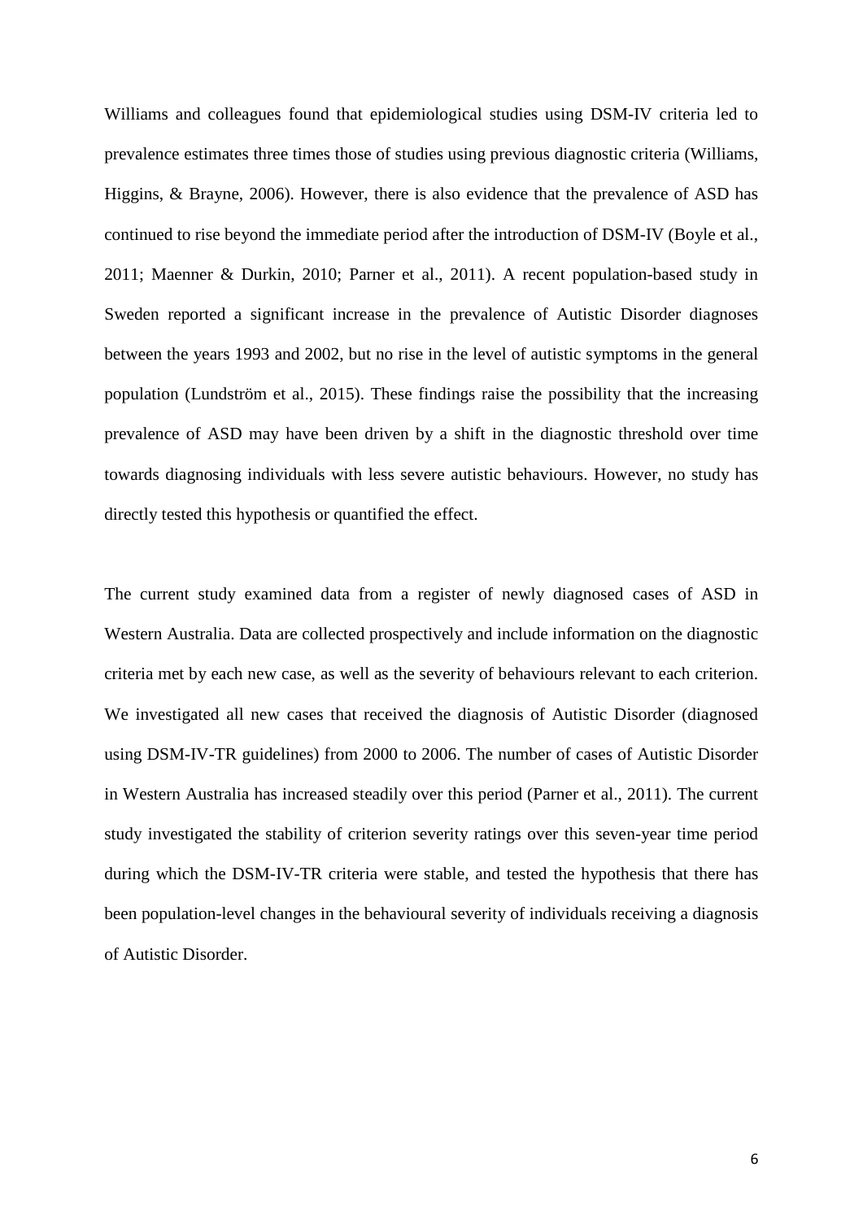Williams and colleagues found that epidemiological studies using DSM-IV criteria led to prevalence estimates three times those of studies using previous diagnostic criteria (Williams, Higgins, & Brayne, 2006). However, there is also evidence that the prevalence of ASD has continued to rise beyond the immediate period after the introduction of DSM-IV (Boyle et al., 2011; Maenner & Durkin, 2010; Parner et al., 2011). A recent population-based study in Sweden reported a significant increase in the prevalence of Autistic Disorder diagnoses between the years 1993 and 2002, but no rise in the level of autistic symptoms in the general population (Lundström et al., 2015). These findings raise the possibility that the increasing prevalence of ASD may have been driven by a shift in the diagnostic threshold over time towards diagnosing individuals with less severe autistic behaviours. However, no study has directly tested this hypothesis or quantified the effect.

The current study examined data from a register of newly diagnosed cases of ASD in Western Australia. Data are collected prospectively and include information on the diagnostic criteria met by each new case, as well as the severity of behaviours relevant to each criterion. We investigated all new cases that received the diagnosis of Autistic Disorder (diagnosed using DSM-IV-TR guidelines) from 2000 to 2006. The number of cases of Autistic Disorder in Western Australia has increased steadily over this period (Parner et al., 2011). The current study investigated the stability of criterion severity ratings over this seven-year time period during which the DSM-IV-TR criteria were stable, and tested the hypothesis that there has been population-level changes in the behavioural severity of individuals receiving a diagnosis of Autistic Disorder.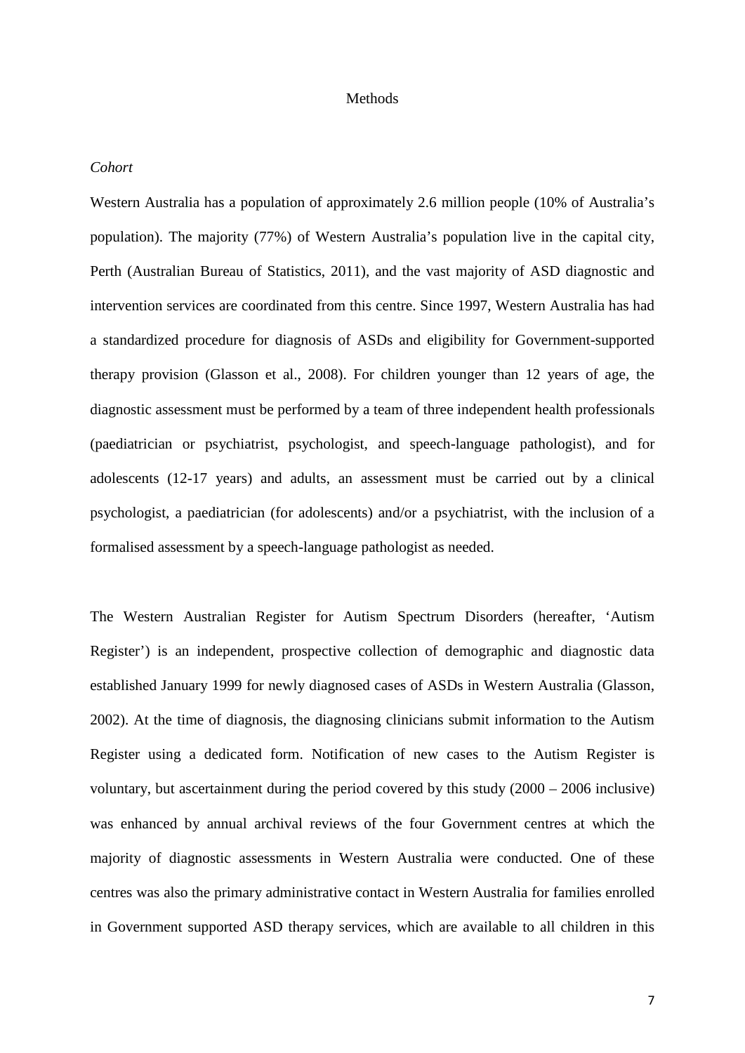## Methods

### *Cohort*

Western Australia has a population of approximately 2.6 million people (10% of Australia's population). The majority (77%) of Western Australia's population live in the capital city, Perth (Australian Bureau of Statistics, 2011), and the vast majority of ASD diagnostic and intervention services are coordinated from this centre. Since 1997, Western Australia has had a standardized procedure for diagnosis of ASDs and eligibility for Government-supported therapy provision (Glasson et al., 2008). For children younger than 12 years of age, the diagnostic assessment must be performed by a team of three independent health professionals (paediatrician or psychiatrist, psychologist, and speech-language pathologist), and for adolescents (12-17 years) and adults, an assessment must be carried out by a clinical psychologist, a paediatrician (for adolescents) and/or a psychiatrist, with the inclusion of a formalised assessment by a speech-language pathologist as needed.

The Western Australian Register for Autism Spectrum Disorders (hereafter, 'Autism Register') is an independent, prospective collection of demographic and diagnostic data established January 1999 for newly diagnosed cases of ASDs in Western Australia (Glasson, 2002). At the time of diagnosis, the diagnosing clinicians submit information to the Autism Register using a dedicated form. Notification of new cases to the Autism Register is voluntary, but ascertainment during the period covered by this study (2000 – 2006 inclusive) was enhanced by annual archival reviews of the four Government centres at which the majority of diagnostic assessments in Western Australia were conducted. One of these centres was also the primary administrative contact in Western Australia for families enrolled in Government supported ASD therapy services, which are available to all children in this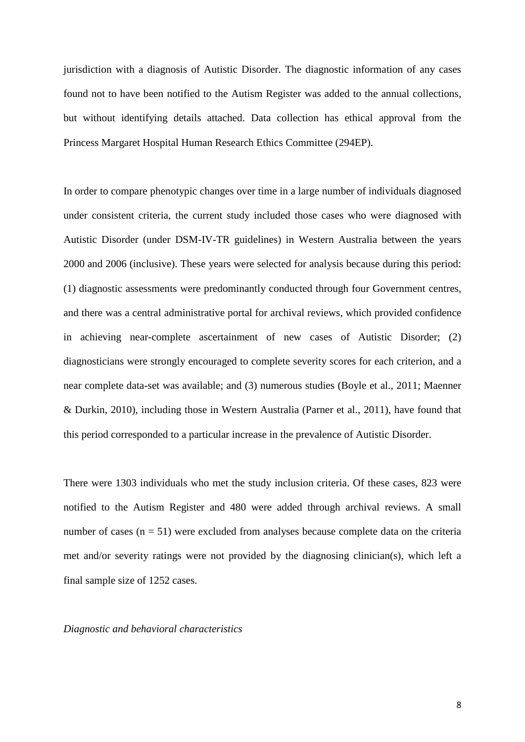jurisdiction with a diagnosis of Autistic Disorder. The diagnostic information of any cases found not to have been notified to the Autism Register was added to the annual collections, but without identifying details attached. Data collection has ethical approval from the Princess Margaret Hospital Human Research Ethics Committee (294EP).

In order to compare phenotypic changes over time in a large number of individuals diagnosed under consistent criteria, the current study included those cases who were diagnosed with Autistic Disorder (under DSM-IV-TR guidelines) in Western Australia between the years 2000 and 2006 (inclusive). These years were selected for analysis because during this period: (1) diagnostic assessments were predominantly conducted through four Government centres, and there was a central administrative portal for archival reviews, which provided confidence in achieving near-complete ascertainment of new cases of Autistic Disorder; (2) diagnosticians were strongly encouraged to complete severity scores for each criterion, and a near complete data-set was available; and (3) numerous studies (Boyle et al., 2011; Maenner & Durkin, 2010), including those in Western Australia (Parner et al., 2011), have found that this period corresponded to a particular increase in the prevalence of Autistic Disorder.

There were 1303 individuals who met the study inclusion criteria. Of these cases, 823 were notified to the Autism Register and 480 were added through archival reviews. A small number of cases ($n = 51$) were excluded from analyses because complete data on the criteria met and/or severity ratings were not provided by the diagnosing clinician(s), which left a final sample size of 1252 cases.

*Diagnostic and behavioral characteristics*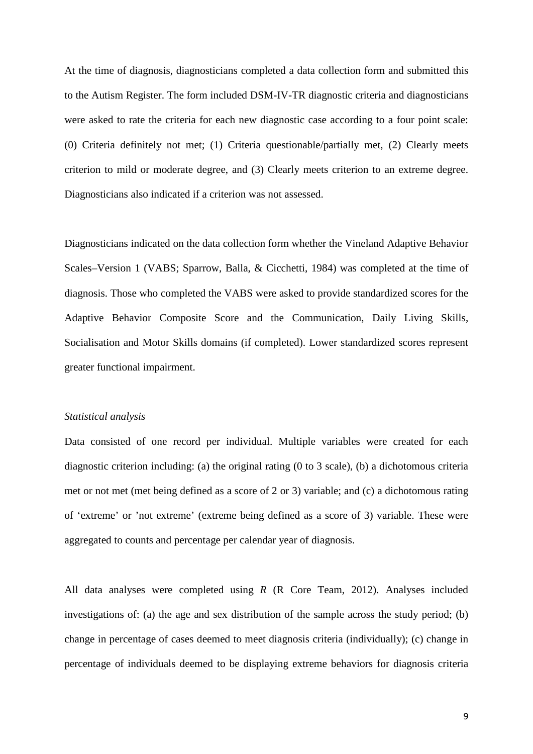At the time of diagnosis, diagnosticians completed a data collection form and submitted this to the Autism Register. The form included DSM-IV-TR diagnostic criteria and diagnosticians were asked to rate the criteria for each new diagnostic case according to a four point scale: (0) Criteria definitely not met; (1) Criteria questionable/partially met, (2) Clearly meets criterion to mild or moderate degree, and (3) Clearly meets criterion to an extreme degree. Diagnosticians also indicated if a criterion was not assessed.

Diagnosticians indicated on the data collection form whether the Vineland Adaptive Behavior Scales–Version 1 (VABS; Sparrow, Balla, & Cicchetti, 1984) was completed at the time of diagnosis. Those who completed the VABS were asked to provide standardized scores for the Adaptive Behavior Composite Score and the Communication, Daily Living Skills, Socialisation and Motor Skills domains (if completed). Lower standardized scores represent greater functional impairment.

*Statistical analysis*

Data consisted of one record per individual. Multiple variables were created for each diagnostic criterion including: (a) the original rating (0 to 3 scale), (b) a dichotomous criteria met or not met (met being defined as a score of 2 or 3) variable; and (c) a dichotomous rating of 'extreme' or 'not extreme' (extreme being defined as a score of 3) variable. These were aggregated to counts and percentage per calendar year of diagnosis.

All data analyses were completed using *R* (R Core Team, 2012). Analyses included investigations of: (a) the age and sex distribution of the sample across the study period; (b) change in percentage of cases deemed to meet diagnosis criteria (individually); (c) change in percentage of individuals deemed to be displaying extreme behaviors for diagnosis criteria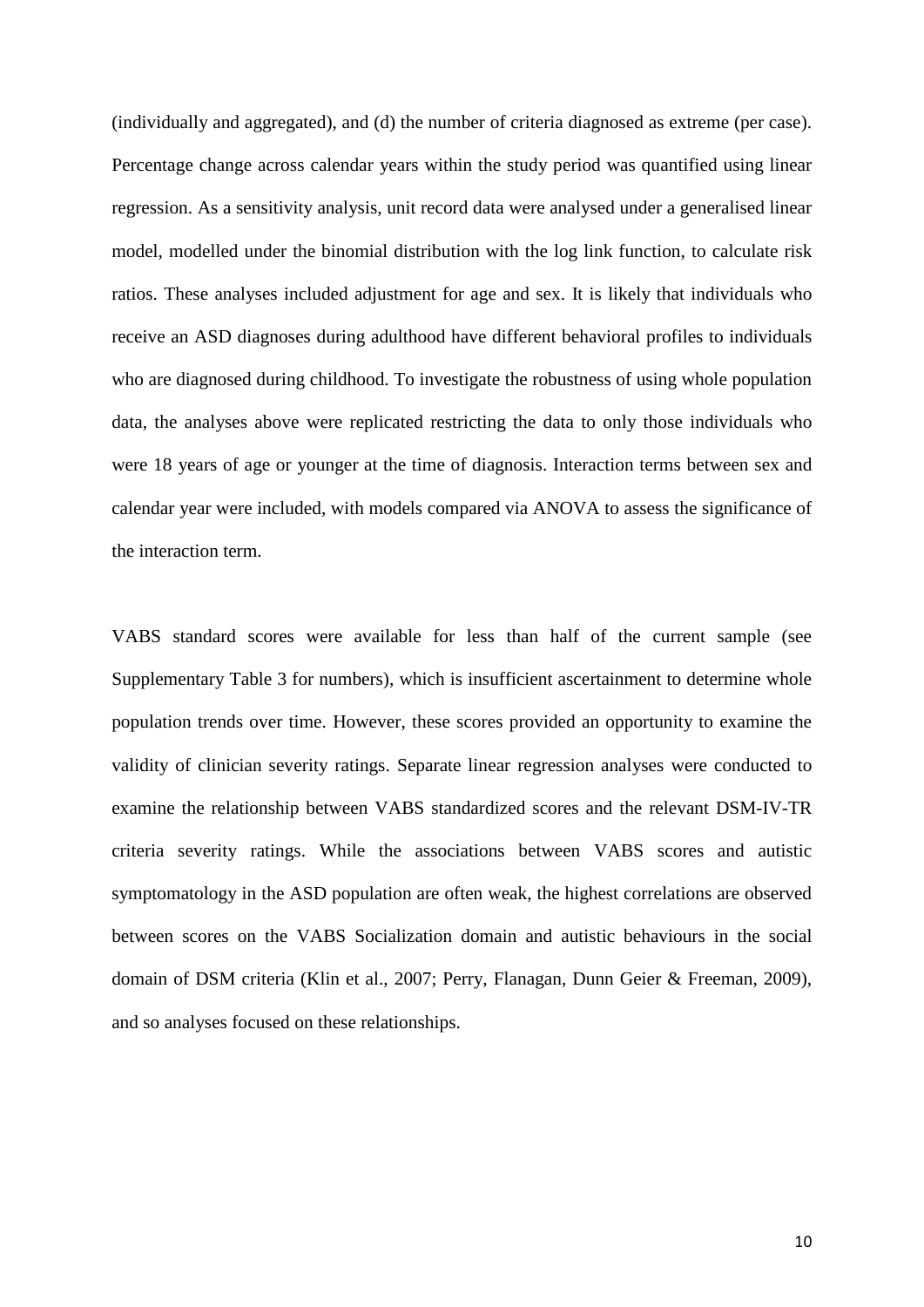(individually and aggregated), and (d) the number of criteria diagnosed as extreme (per case). Percentage change across calendar years within the study period was quantified using linear regression. As a sensitivity analysis, unit record data were analysed under a generalised linear model, modelled under the binomial distribution with the log link function, to calculate risk ratios. These analyses included adjustment for age and sex. It is likely that individuals who receive an ASD diagnoses during adulthood have different behavioral profiles to individuals who are diagnosed during childhood. To investigate the robustness of using whole population data, the analyses above were replicated restricting the data to only those individuals who were 18 years of age or younger at the time of diagnosis. Interaction terms between sex and calendar year were included, with models compared via ANOVA to assess the significance of the interaction term.

VABS standard scores were available for less than half of the current sample (see Supplementary Table 3 for numbers), which is insufficient ascertainment to determine whole population trends over time. However, these scores provided an opportunity to examine the validity of clinician severity ratings. Separate linear regression analyses were conducted to examine the relationship between VABS standardized scores and the relevant DSM-IV-TR criteria severity ratings. While the associations between VABS scores and autistic symptomatology in the ASD population are often weak, the highest correlations are observed between scores on the VABS Socialization domain and autistic behaviours in the social domain of DSM criteria (Klin et al., 2007; Perry, Flanagan, Dunn Geier & Freeman, 2009), and so analyses focused on these relationships.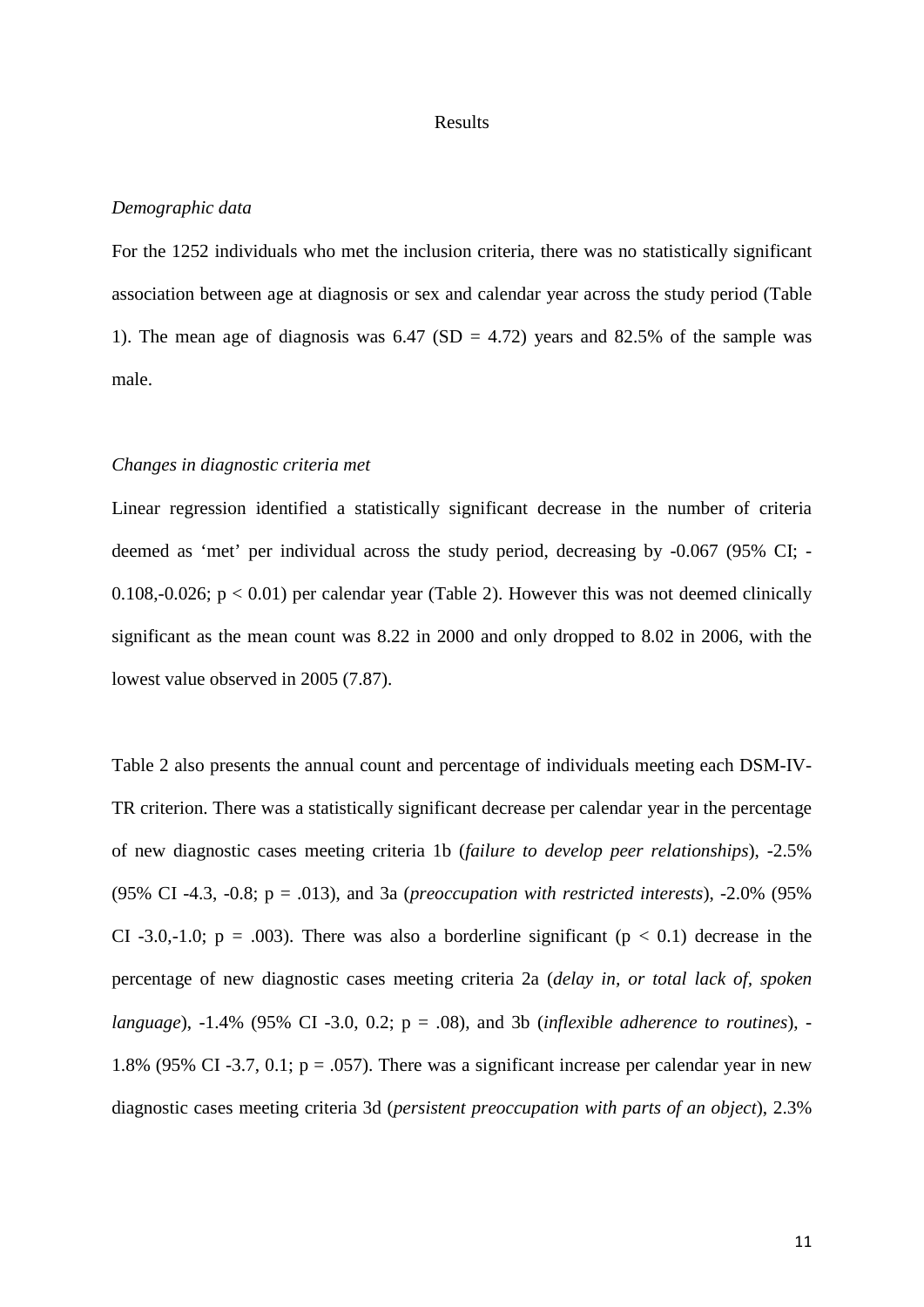# Results

*Demographic data*

For the 1252 individuals who met the inclusion criteria, there was no statistically significant association between age at diagnosis or sex and calendar year across the study period (Table 1). The mean age of diagnosis was 6.47 (SD = 4.72) years and 82.5% of the sample was male.

*Changes in diagnostic criteria met*

Linear regression identified a statistically significant decrease in the number of criteria deemed as 'met' per individual across the study period, decreasing by -0.067 (95% CI; -0.108,-0.026; $p < 0.01$) per calendar year (Table 2). However this was not deemed clinically significant as the mean count was 8.22 in 2000 and only dropped to 8.02 in 2006, with the lowest value observed in 2005 (7.87).

Table 2 also presents the annual count and percentage of individuals meeting each DSM-IV-TR criterion. There was a statistically significant decrease per calendar year in the percentage of new diagnostic cases meeting criteria 1b (*failure to develop peer relationships*), -2.5% (95% CI -4.3, -0.8; p = .013), and 3a (*preoccupation with restricted interests*), -2.0% (95% CI -3.0,-1.0; p = .003). There was also a borderline significant ($p < 0.1$) decrease in the percentage of new diagnostic cases meeting criteria 2a (*delay in, or total lack of, spoken language*), -1.4% (95% CI -3.0, 0.2; p = .08), and 3b (*inflexible adherence to routines*), -1.8% (95% CI -3.7, 0.1; p = .057). There was a significant increase per calendar year in new diagnostic cases meeting criteria 3d (*persistent preoccupation with parts of an object*), 2.3%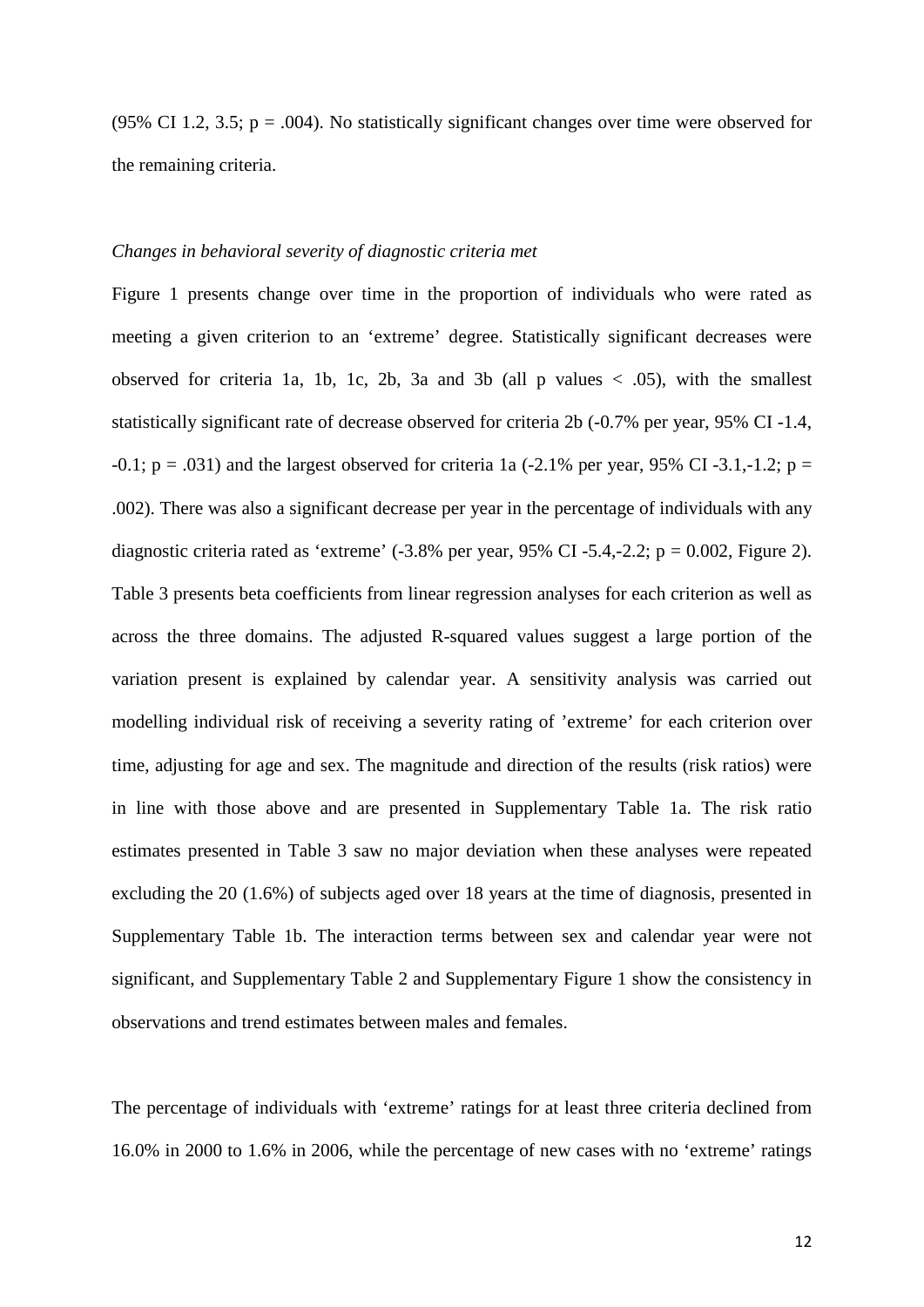(95% CI 1.2, 3.5; $p = .004$). No statistically significant changes over time were observed for the remaining criteria.

*Changes in behavioral severity of diagnostic criteria met*

Figure 1 presents change over time in the proportion of individuals who were rated as meeting a given criterion to an 'extreme' degree. Statistically significant decreases were observed for criteria 1a, 1b, 1c, 2b, 3a and 3b (all p values $< .05$), with the smallest statistically significant rate of decrease observed for criteria 2b (-0.7% per year, 95% CI -1.4, -0.1; $p = .031$) and the largest observed for criteria 1a (-2.1% per year, 95% CI -3.1,-1.2; $p = .002$). There was also a significant decrease per year in the percentage of individuals with any diagnostic criteria rated as 'extreme' (-3.8% per year, 95% CI -5.4,-2.2; $p = 0.002$, Figure 2). Table 3 presents beta coefficients from linear regression analyses for each criterion as well as across the three domains. The adjusted R-squared values suggest a large portion of the variation present is explained by calendar year. A sensitivity analysis was carried out modelling individual risk of receiving a severity rating of 'extreme' for each criterion over time, adjusting for age and sex. The magnitude and direction of the results (risk ratios) were in line with those above and are presented in Supplementary Table 1a. The risk ratio estimates presented in Table 3 saw no major deviation when these analyses were repeated excluding the 20 (1.6%) of subjects aged over 18 years at the time of diagnosis, presented in Supplementary Table 1b. The interaction terms between sex and calendar year were not significant, and Supplementary Table 2 and Supplementary Figure 1 show the consistency in observations and trend estimates between males and females.

The percentage of individuals with 'extreme' ratings for at least three criteria declined from 16.0% in 2000 to 1.6% in 2006, while the percentage of new cases with no 'extreme' ratings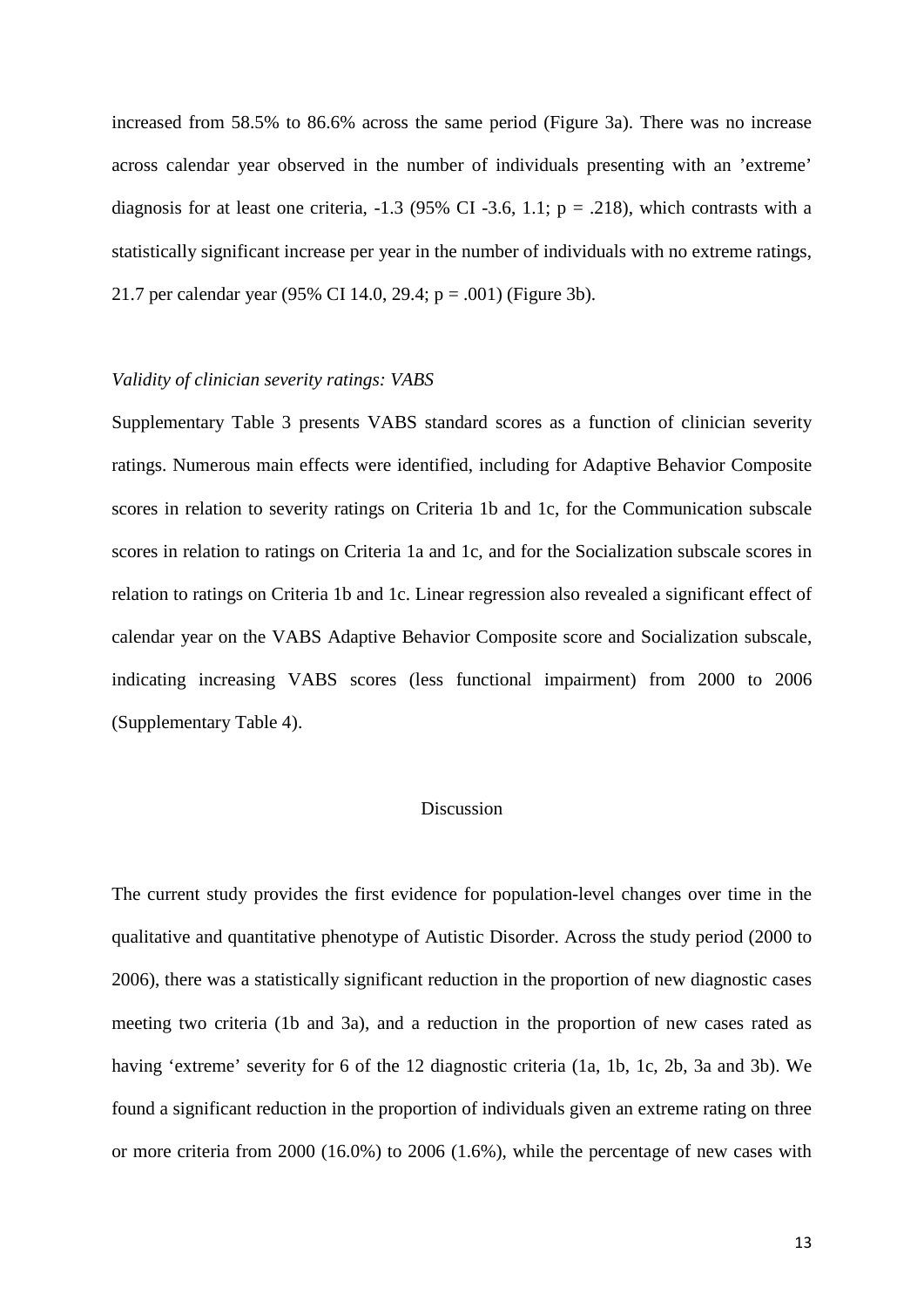increased from 58.5% to 86.6% across the same period (Figure 3a). There was no increase across calendar year observed in the number of individuals presenting with an 'extreme' diagnosis for at least one criteria, -1.3 (95% CI -3.6, 1.1; $p = .218$), which contrasts with a statistically significant increase per year in the number of individuals with no extreme ratings, 21.7 per calendar year (95% CI 14.0, 29.4; $p = .001$) (Figure 3b).

### *Validity of clinician severity ratings: VABS*

Supplementary Table 3 presents VABS standard scores as a function of clinician severity ratings. Numerous main effects were identified, including for Adaptive Behavior Composite scores in relation to severity ratings on Criteria 1b and 1c, for the Communication subscale scores in relation to ratings on Criteria 1a and 1c, and for the Socialization subscale scores in relation to ratings on Criteria 1b and 1c. Linear regression also revealed a significant effect of calendar year on the VABS Adaptive Behavior Composite score and Socialization subscale, indicating increasing VABS scores (less functional impairment) from 2000 to 2006 (Supplementary Table 4).

## Discussion

The current study provides the first evidence for population-level changes over time in the qualitative and quantitative phenotype of Autistic Disorder. Across the study period (2000 to 2006), there was a statistically significant reduction in the proportion of new diagnostic cases meeting two criteria (1b and 3a), and a reduction in the proportion of new cases rated as having 'extreme' severity for 6 of the 12 diagnostic criteria (1a, 1b, 1c, 2b, 3a and 3b). We found a significant reduction in the proportion of individuals given an extreme rating on three or more criteria from 2000 (16.0%) to 2006 (1.6%), while the percentage of new cases with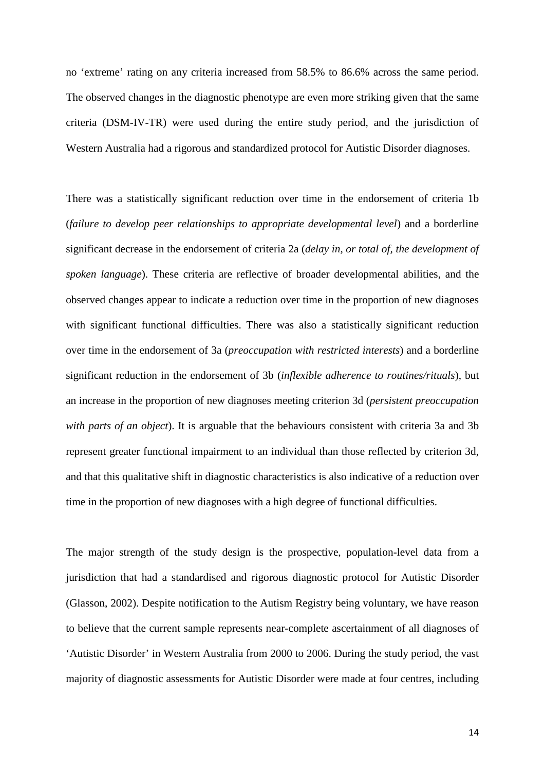no 'extreme' rating on any criteria increased from 58.5% to 86.6% across the same period. The observed changes in the diagnostic phenotype are even more striking given that the same criteria (DSM-IV-TR) were used during the entire study period, and the jurisdiction of Western Australia had a rigorous and standardized protocol for Autistic Disorder diagnoses.

There was a statistically significant reduction over time in the endorsement of criteria 1b (*failure to develop peer relationships to appropriate developmental level*) and a borderline significant decrease in the endorsement of criteria 2a (*delay in, or total of, the development of spoken language*). These criteria are reflective of broader developmental abilities, and the observed changes appear to indicate a reduction over time in the proportion of new diagnoses with significant functional difficulties. There was also a statistically significant reduction over time in the endorsement of 3a (*preoccupation with restricted interests*) and a borderline significant reduction in the endorsement of 3b (*inflexible adherence to routines/rituals*), but an increase in the proportion of new diagnoses meeting criterion 3d (*persistent preoccupation with parts of an object*). It is arguable that the behaviours consistent with criteria 3a and 3b represent greater functional impairment to an individual than those reflected by criterion 3d, and that this qualitative shift in diagnostic characteristics is also indicative of a reduction over time in the proportion of new diagnoses with a high degree of functional difficulties.

The major strength of the study design is the prospective, population-level data from a jurisdiction that had a standardised and rigorous diagnostic protocol for Autistic Disorder (Glasson, 2002). Despite notification to the Autism Registry being voluntary, we have reason to believe that the current sample represents near-complete ascertainment of all diagnoses of 'Autistic Disorder' in Western Australia from 2000 to 2006. During the study period, the vast majority of diagnostic assessments for Autistic Disorder were made at four centres, including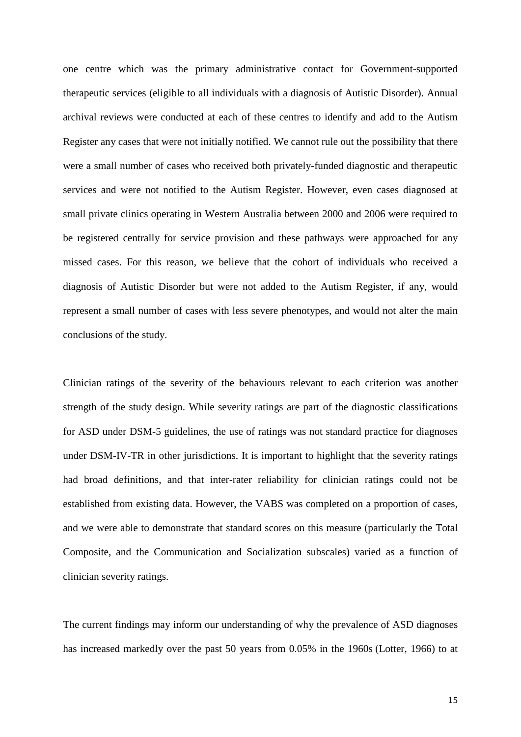one centre which was the primary administrative contact for Government-supported therapeutic services (eligible to all individuals with a diagnosis of Autistic Disorder). Annual archival reviews were conducted at each of these centres to identify and add to the Autism Register any cases that were not initially notified. We cannot rule out the possibility that there were a small number of cases who received both privately-funded diagnostic and therapeutic services and were not notified to the Autism Register. However, even cases diagnosed at small private clinics operating in Western Australia between 2000 and 2006 were required to be registered centrally for service provision and these pathways were approached for any missed cases. For this reason, we believe that the cohort of individuals who received a diagnosis of Autistic Disorder but were not added to the Autism Register, if any, would represent a small number of cases with less severe phenotypes, and would not alter the main conclusions of the study.

Clinician ratings of the severity of the behaviours relevant to each criterion was another strength of the study design. While severity ratings are part of the diagnostic classifications for ASD under DSM-5 guidelines, the use of ratings was not standard practice for diagnoses under DSM-IV-TR in other jurisdictions. It is important to highlight that the severity ratings had broad definitions, and that inter-rater reliability for clinician ratings could not be established from existing data. However, the VABS was completed on a proportion of cases, and we were able to demonstrate that standard scores on this measure (particularly the Total Composite, and the Communication and Socialization subscales) varied as a function of clinician severity ratings.

The current findings may inform our understanding of why the prevalence of ASD diagnoses has increased markedly over the past 50 years from 0.05% in the 1960s (Lotter, 1966) to at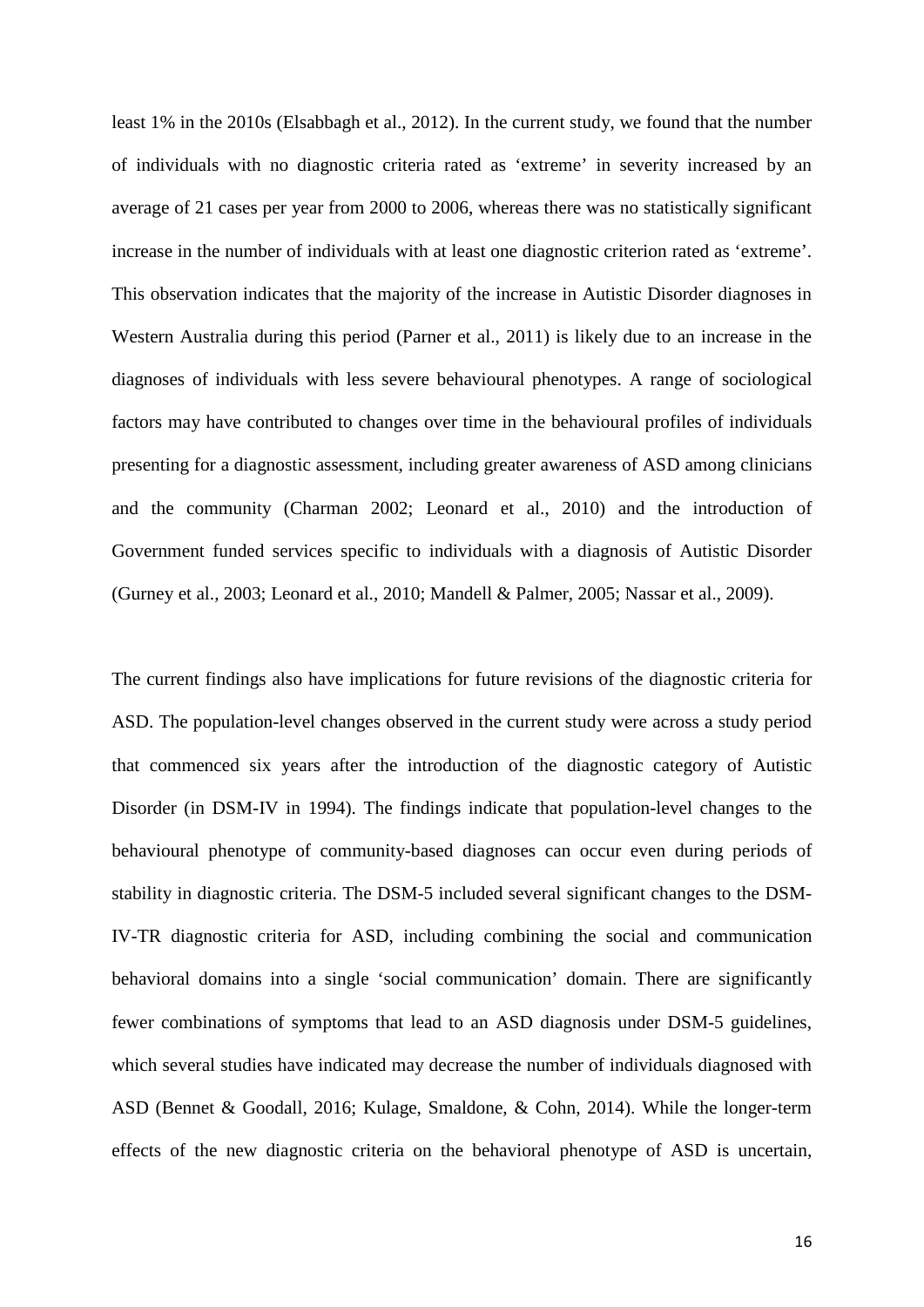least 1% in the 2010s (Elsabbagh et al., 2012). In the current study, we found that the number of individuals with no diagnostic criteria rated as 'extreme' in severity increased by an average of 21 cases per year from 2000 to 2006, whereas there was no statistically significant increase in the number of individuals with at least one diagnostic criterion rated as 'extreme'. This observation indicates that the majority of the increase in Autistic Disorder diagnoses in Western Australia during this period (Parner et al., 2011) is likely due to an increase in the diagnoses of individuals with less severe behavioural phenotypes. A range of sociological factors may have contributed to changes over time in the behavioural profiles of individuals presenting for a diagnostic assessment, including greater awareness of ASD among clinicians and the community (Charman 2002; Leonard et al., 2010) and the introduction of Government funded services specific to individuals with a diagnosis of Autistic Disorder (Gurney et al., 2003; Leonard et al., 2010; Mandell & Palmer, 2005; Nassar et al., 2009).

The current findings also have implications for future revisions of the diagnostic criteria for ASD. The population-level changes observed in the current study were across a study period that commenced six years after the introduction of the diagnostic category of Autistic Disorder (in DSM-IV in 1994). The findings indicate that population-level changes to the behavioural phenotype of community-based diagnoses can occur even during periods of stability in diagnostic criteria. The DSM-5 included several significant changes to the DSM-IV-TR diagnostic criteria for ASD, including combining the social and communication behavioral domains into a single 'social communication' domain. There are significantly fewer combinations of symptoms that lead to an ASD diagnosis under DSM-5 guidelines, which several studies have indicated may decrease the number of individuals diagnosed with ASD (Bennet & Goodall, 2016; Kulage, Smaldone, & Cohn, 2014). While the longer-term effects of the new diagnostic criteria on the behavioral phenotype of ASD is uncertain,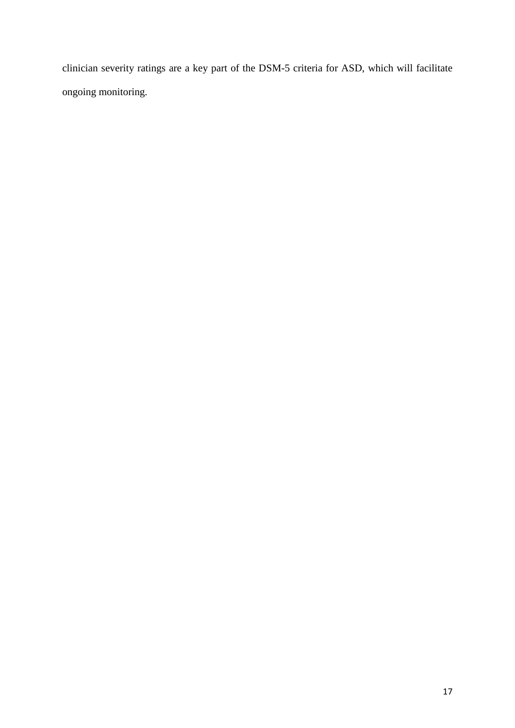clinician severity ratings are a key part of the DSM-5 criteria for ASD, which will facilitate ongoing monitoring.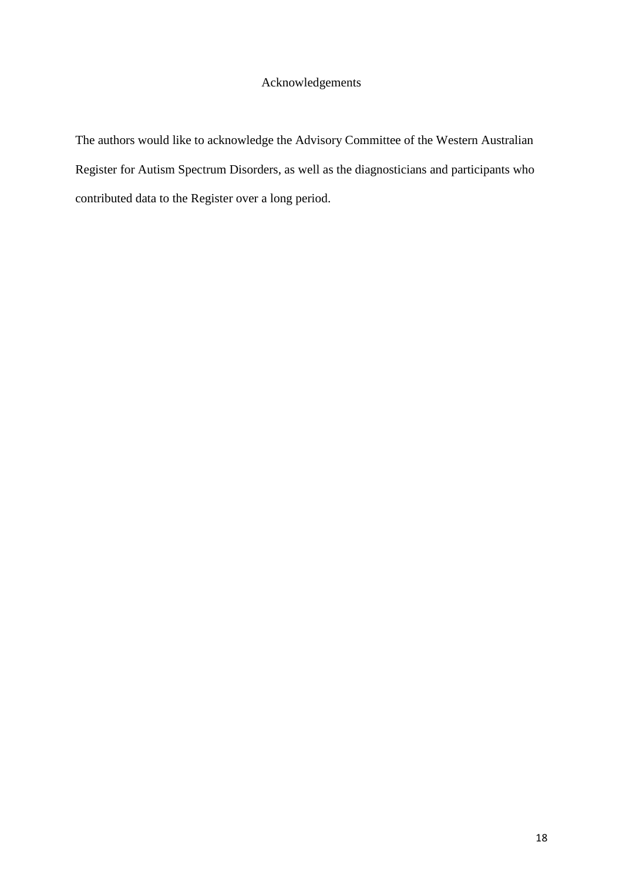## Acknowledgements

The authors would like to acknowledge the Advisory Committee of the Western Australian Register for Autism Spectrum Disorders, as well as the diagnosticians and participants who contributed data to the Register over a long period.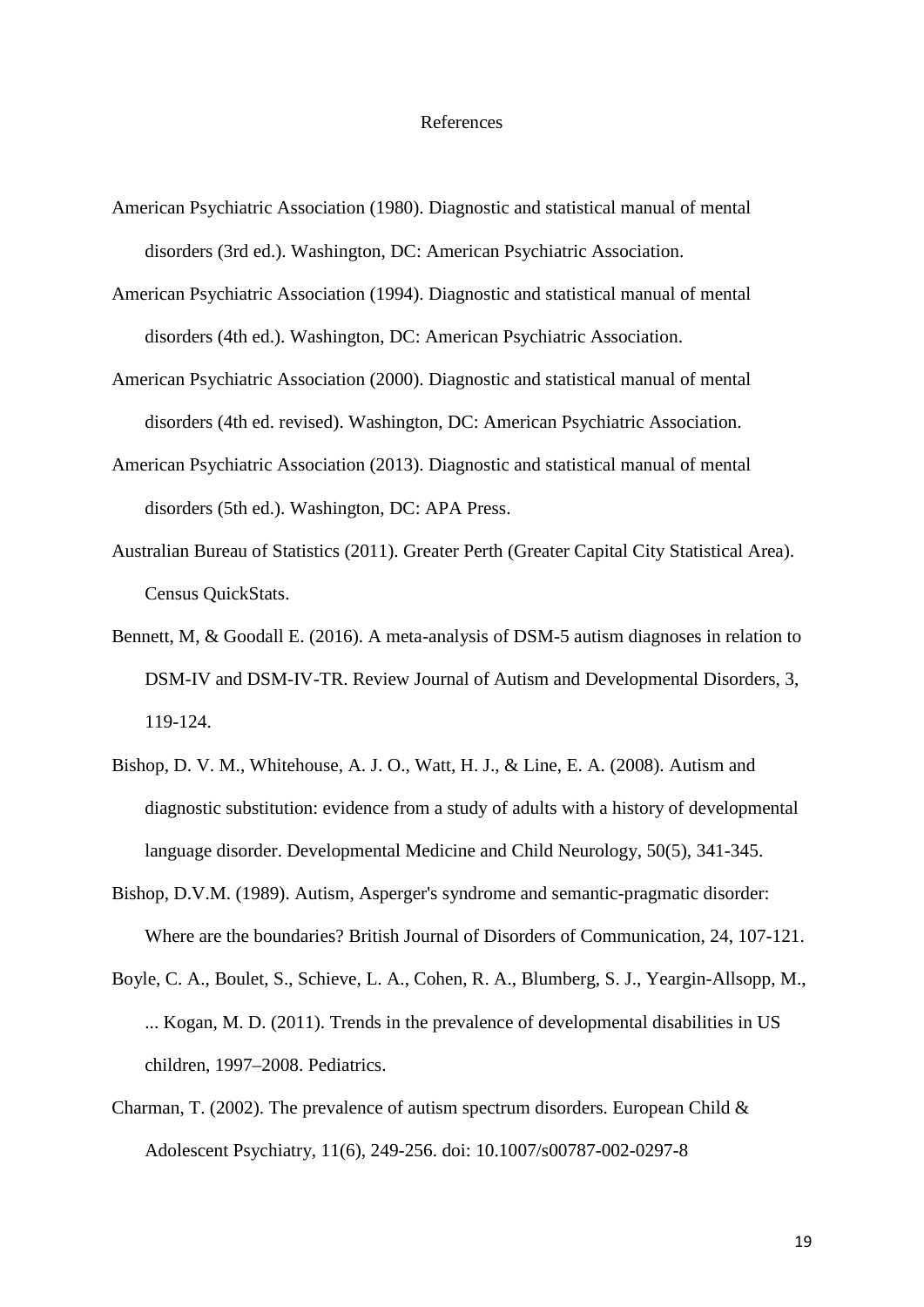# References

American Psychiatric Association (1980). Diagnostic and statistical manual of mental disorders (3rd ed.). Washington, DC: American Psychiatric Association.

American Psychiatric Association (1994). Diagnostic and statistical manual of mental disorders (4th ed.). Washington, DC: American Psychiatric Association.

American Psychiatric Association (2000). Diagnostic and statistical manual of mental disorders (4th ed. revised). Washington, DC: American Psychiatric Association.

American Psychiatric Association (2013). Diagnostic and statistical manual of mental disorders (5th ed.). Washington, DC: APA Press.

Australian Bureau of Statistics (2011). Greater Perth (Greater Capital City Statistical Area). Census QuickStats.

Bennett, M, & Goodall E. (2016). A meta-analysis of DSM-5 autism diagnoses in relation to DSM-IV and DSM-IV-TR. Review Journal of Autism and Developmental Disorders, 3, 119-124.

Bishop, D. V. M., Whitehouse, A. J. O., Watt, H. J., & Line, E. A. (2008). Autism and diagnostic substitution: evidence from a study of adults with a history of developmental language disorder. Developmental Medicine and Child Neurology, 50(5), 341-345.

Bishop, D.V.M. (1989). Autism, Asperger's syndrome and semantic-pragmatic disorder: Where are the boundaries? British Journal of Disorders of Communication, 24, 107-121.

Boyle, C. A., Boulet, S., Schieve, L. A., Cohen, R. A., Blumberg, S. J., Yeargin-Allsopp, M., ... Kogan, M. D. (2011). Trends in the prevalence of developmental disabilities in US children, 1997–2008. Pediatrics.

Charman, T. (2002). The prevalence of autism spectrum disorders. European Child & Adolescent Psychiatry, 11(6), 249-256. doi: 10.1007/s00787-002-0297-8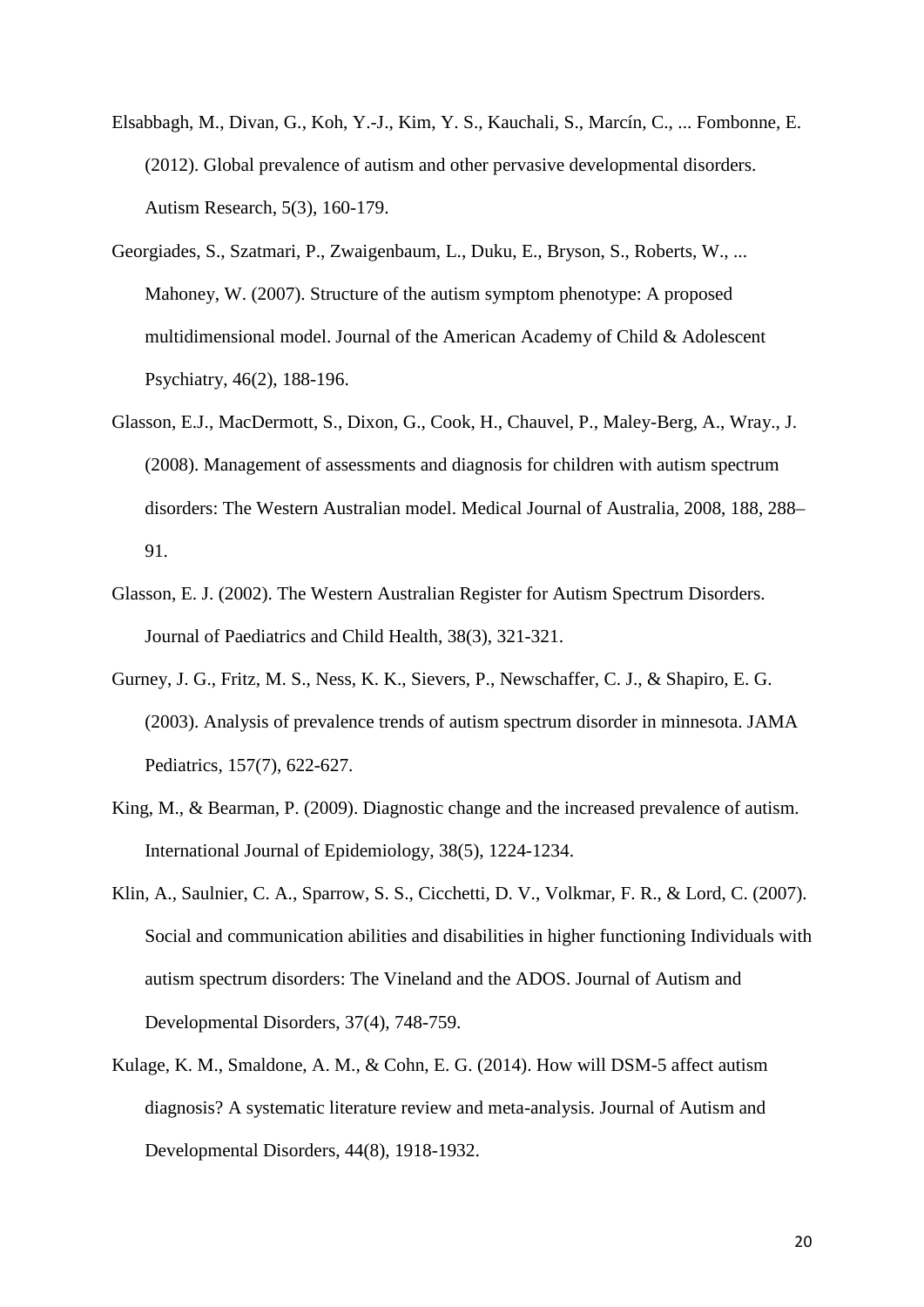Elsabbagh, M., Divan, G., Koh, Y.-J., Kim, Y. S., Kauchali, S., Marcín, C., ... Fombonne, E. (2012). Global prevalence of autism and other pervasive developmental disorders. Autism Research, 5(3), 160-179.

Georgiades, S., Szatmari, P., Zwaigenbaum, L., Duku, E., Bryson, S., Roberts, W., ... Mahoney, W. (2007). Structure of the autism symptom phenotype: A proposed multidimensional model. Journal of the American Academy of Child & Adolescent Psychiatry, 46(2), 188-196.

Glasson, E.J., MacDermott, S., Dixon, G., Cook, H., Chauvel, P., Maley-Berg, A., Wray., J. (2008). Management of assessments and diagnosis for children with autism spectrum disorders: The Western Australian model. Medical Journal of Australia, 2008, 188, 288–91.

Glasson, E. J. (2002). The Western Australian Register for Autism Spectrum Disorders. Journal of Paediatrics and Child Health, 38(3), 321-321.

Gurney, J. G., Fritz, M. S., Ness, K. K., Sievers, P., Newschaffer, C. J., & Shapiro, E. G. (2003). Analysis of prevalence trends of autism spectrum disorder in minnesota. JAMA Pediatrics, 157(7), 622-627.

King, M., & Bearman, P. (2009). Diagnostic change and the increased prevalence of autism. International Journal of Epidemiology, 38(5), 1224-1234.

Klin, A., Saulnier, C. A., Sparrow, S. S., Cicchetti, D. V., Volkmar, F. R., & Lord, C. (2007). Social and communication abilities and disabilities in higher functioning Individuals with autism spectrum disorders: The Vineland and the ADOS. Journal of Autism and Developmental Disorders, 37(4), 748-759.

Kulage, K. M., Smaldone, A. M., & Cohn, E. G. (2014). How will DSM-5 affect autism diagnosis? A systematic literature review and meta-analysis. Journal of Autism and Developmental Disorders, 44(8), 1918-1932.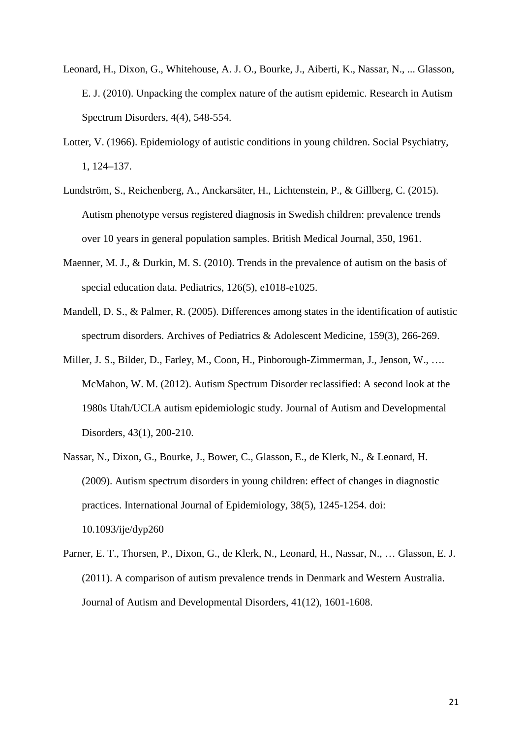Leonard, H., Dixon, G., Whitehouse, A. J. O., Bourke, J., Aiberti, K., Nassar, N., ... Glasson, E. J. (2010). Unpacking the complex nature of the autism epidemic. Research in Autism Spectrum Disorders, 4(4), 548-554.

Lotter, V. (1966). Epidemiology of autistic conditions in young children. Social Psychiatry, 1, 124–137.

Lundström, S., Reichenberg, A., Anckarsäter, H., Lichtenstein, P., & Gillberg, C. (2015). Autism phenotype versus registered diagnosis in Swedish children: prevalence trends over 10 years in general population samples. British Medical Journal, 350, 1961.

Maenner, M. J., & Durkin, M. S. (2010). Trends in the prevalence of autism on the basis of special education data. Pediatrics, 126(5), e1018-e1025.

Mandell, D. S., & Palmer, R. (2005). Differences among states in the identification of autistic spectrum disorders. Archives of Pediatrics & Adolescent Medicine, 159(3), 266-269.

Miller, J. S., Bilder, D., Farley, M., Coon, H., Pinborough-Zimmerman, J., Jenson, W., …. McMahon, W. M. (2012). Autism Spectrum Disorder reclassified: A second look at the 1980s Utah/UCLA autism epidemiologic study. Journal of Autism and Developmental Disorders, 43(1), 200-210.

Nassar, N., Dixon, G., Bourke, J., Bower, C., Glasson, E., de Klerk, N., & Leonard, H. (2009). Autism spectrum disorders in young children: effect of changes in diagnostic practices. International Journal of Epidemiology, 38(5), 1245-1254. doi: 10.1093/ije/dyp260

Parner, E. T., Thorsen, P., Dixon, G., de Klerk, N., Leonard, H., Nassar, N., … Glasson, E. J. (2011). A comparison of autism prevalence trends in Denmark and Western Australia. Journal of Autism and Developmental Disorders, 41(12), 1601-1608.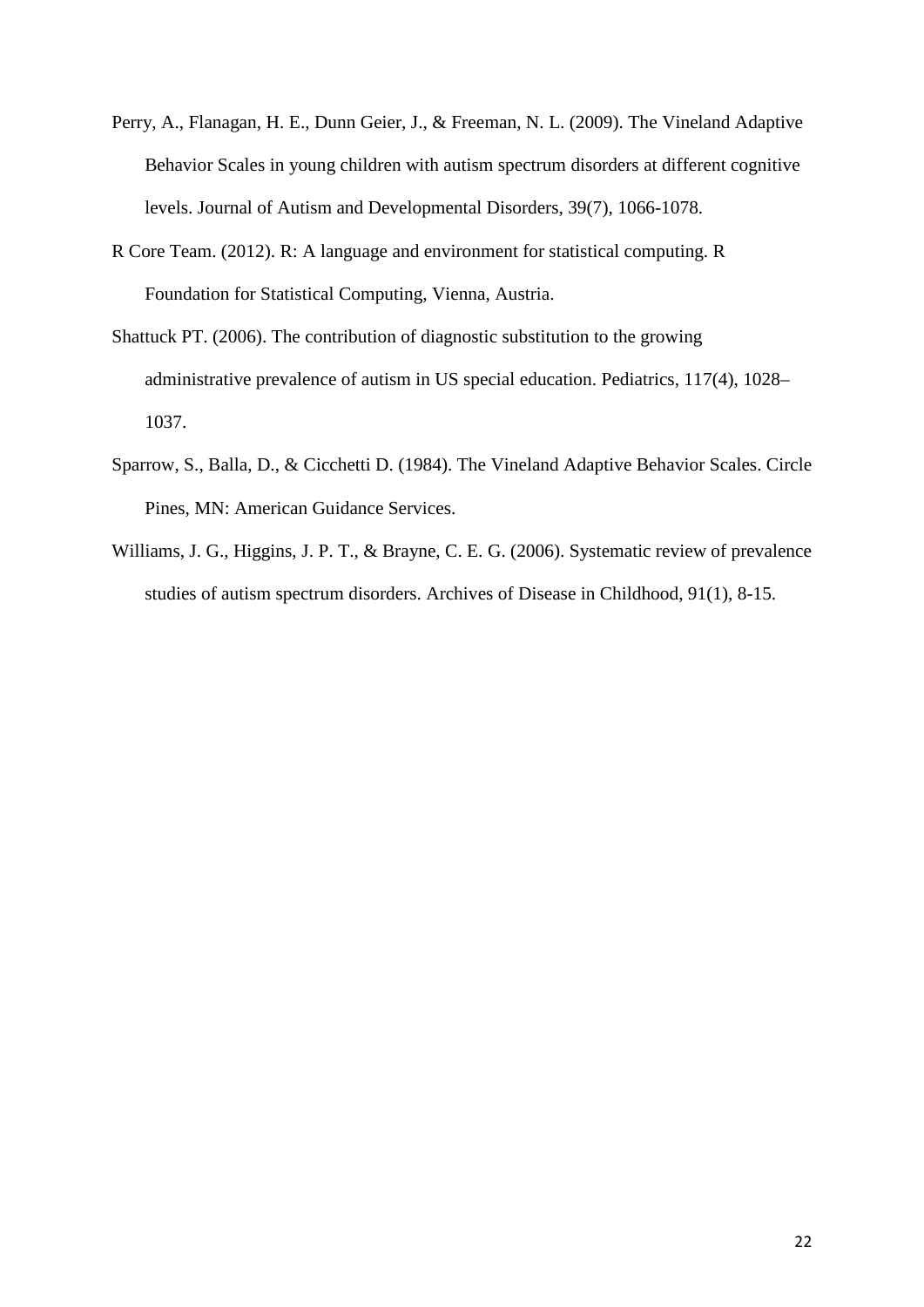Perry, A., Flanagan, H. E., Dunn Geier, J., & Freeman, N. L. (2009). The Vineland Adaptive Behavior Scales in young children with autism spectrum disorders at different cognitive levels. Journal of Autism and Developmental Disorders, 39(7), 1066-1078.

R Core Team. (2012). R: A language and environment for statistical computing. R Foundation for Statistical Computing, Vienna, Austria.

Shattuck PT. (2006). The contribution of diagnostic substitution to the growing administrative prevalence of autism in US special education. Pediatrics, 117(4), 1028–1037.

Sparrow, S., Balla, D., & Cicchetti D. (1984). The Vineland Adaptive Behavior Scales. Circle Pines, MN: American Guidance Services.

Williams, J. G., Higgins, J. P. T., & Brayne, C. E. G. (2006). Systematic review of prevalence studies of autism spectrum disorders. Archives of Disease in Childhood, 91(1), 8-15.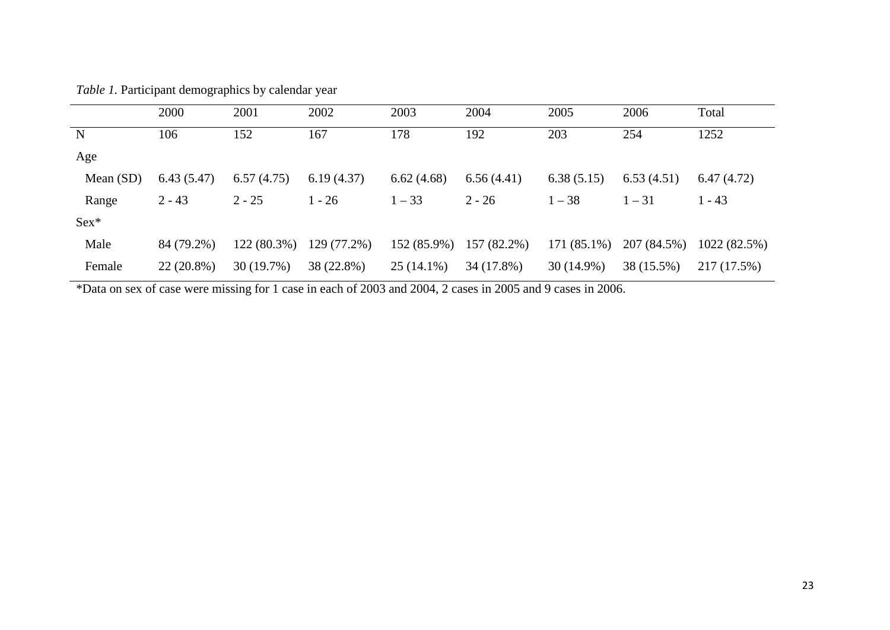*Table 1*. Participant demographics by calendar year

| | 2000 | 2001 | 2002 | 2003 | 2004 | 2005 | 2006 | Total |
|---|---|---|---|---|---|---|---|---|
| N | 106 | 152 | 167 | 178 | 192 | 203 | 254 | 1252 |
| Age | | | | | | | | |
| Mean (SD) | 6.43 (5.47) | 6.57 (4.75) | 6.19 (4.37) | 6.62 (4.68) | 6.56 (4.41) | 6.38 (5.15) | 6.53 (4.51) | 6.47 (4.72) |
| Range | 2 - 43 | 2 - 25 | 1 - 26 | 1 – 33 | 2 - 26 | 1 – 38 | 1 – 31 | 1 - 43 |
| Sex* | | | | | | | | |
| Male | 84 (79.2%) | 122 (80.3%) | 129 (77.2%) | 152 (85.9%) | 157 (82.2%) | 171 (85.1%) | 207 (84.5%) | 1022 (82.5%) |
| Female | 22 (20.8%) | 30 (19.7%) | 38 (22.8%) | 25 (14.1%) | 34 (17.8%) | 30 (14.9%) | 38 (15.5%) | 217 (17.5%) |

*Data on sex of case were missing for 1 case in each of 2003 and 2004, 2 cases in 2005 and 9 cases in 2006.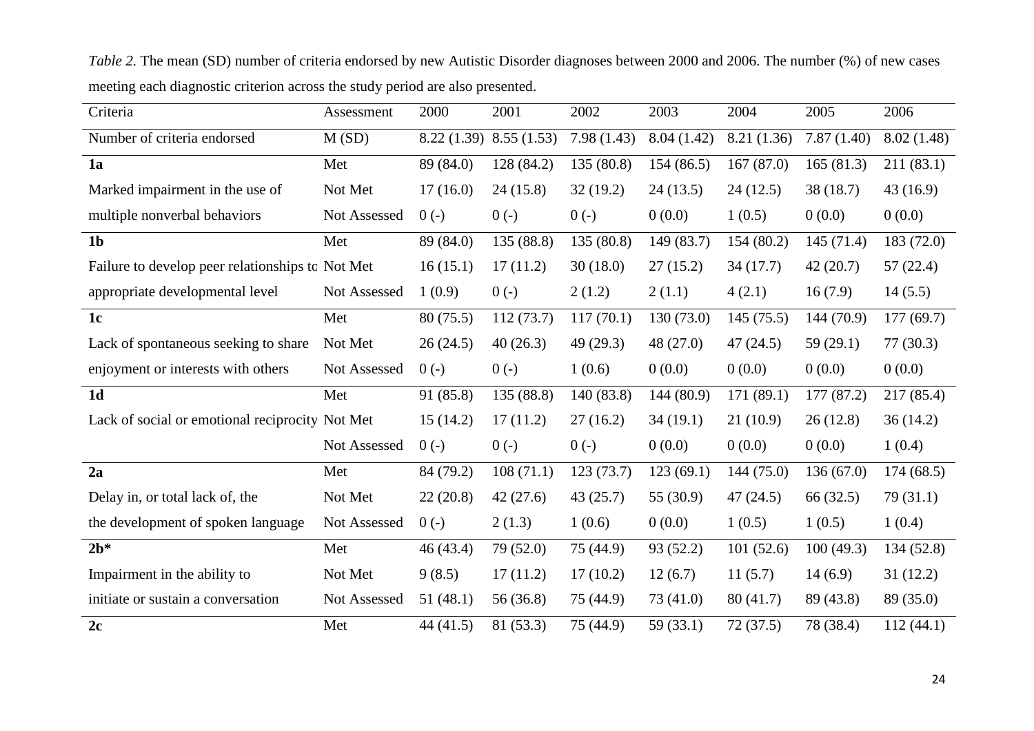*Table 2.* The mean (SD) number of criteria endorsed by new Autistic Disorder diagnoses between 2000 and 2006. The number (%) of new cases meeting each diagnostic criterion across the study period are also presented.

| Criteria | Assessment | 2000 | 2001 | 2002 | 2003 | 2004 | 2005 | 2006 |
|---|---|---|---|---|---|---|---|---|
| Number of criteria endorsed | M (SD) | 8.22 (1.39) | 8.55 (1.53) | 7.98 (1.43) | 8.04 (1.42) | 8.21 (1.36) | 7.87 (1.40) | 8.02 (1.48) |
| **1a** | Met | 89 (84.0) | 128 (84.2) | 135 (80.8) | 154 (86.5) | 167 (87.0) | 165 (81.3) | 211 (83.1) |
| Marked impairment in the use of | Not Met | 17 (16.0) | 24 (15.8) | 32 (19.2) | 24 (13.5) | 24 (12.5) | 38 (18.7) | 43 (16.9) |
| multiple nonverbal behaviors | Not Assessed | 0 (-) | 0 (-) | 0 (-) | 0 (0.0) | 1 (0.5) | 0 (0.0) | 0 (0.0) |
| **1b** | Met | 89 (84.0) | 135 (88.8) | 135 (80.8) | 149 (83.7) | 154 (80.2) | 145 (71.4) | 183 (72.0) |
| Failure to develop peer relationships to | Not Met | 16 (15.1) | 17 (11.2) | 30 (18.0) | 27 (15.2) | 34 (17.7) | 42 (20.7) | 57 (22.4) |
| appropriate developmental level | Not Assessed | 1 (0.9) | 0 (-) | 2 (1.2) | 2 (1.1) | 4 (2.1) | 16 (7.9) | 14 (5.5) |
| **1c** | Met | 80 (75.5) | 112 (73.7) | 117 (70.1) | 130 (73.0) | 145 (75.5) | 144 (70.9) | 177 (69.7) |
| Lack of spontaneous seeking to share | Not Met | 26 (24.5) | 40 (26.3) | 49 (29.3) | 48 (27.0) | 47 (24.5) | 59 (29.1) | 77 (30.3) |
| enjoyment or interests with others | Not Assessed | 0 (-) | 0 (-) | 1 (0.6) | 0 (0.0) | 0 (0.0) | 0 (0.0) | 0 (0.0) |
| **1d** | Met | 91 (85.8) | 135 (88.8) | 140 (83.8) | 144 (80.9) | 171 (89.1) | 177 (87.2) | 217 (85.4) |
| Lack of social or emotional reciprocity | Not Met | 15 (14.2) | 17 (11.2) | 27 (16.2) | 34 (19.1) | 21 (10.9) | 26 (12.8) | 36 (14.2) |
| | Not Assessed | 0 (-) | 0 (-) | 0 (-) | 0 (0.0) | 0 (0.0) | 0 (0.0) | 1 (0.4) |
| **2a** | Met | 84 (79.2) | 108 (71.1) | 123 (73.7) | 123 (69.1) | 144 (75.0) | 136 (67.0) | 174 (68.5) |
| Delay in, or total lack of, the | Not Met | 22 (20.8) | 42 (27.6) | 43 (25.7) | 55 (30.9) | 47 (24.5) | 66 (32.5) | 79 (31.1) |
| the development of spoken language | Not Assessed | 0 (-) | 2 (1.3) | 1 (0.6) | 0 (0.0) | 1 (0.5) | 1 (0.5) | 1 (0.4) |
| **2b*** | Met | 46 (43.4) | 79 (52.0) | 75 (44.9) | 93 (52.2) | 101 (52.6) | 100 (49.3) | 134 (52.8) |
| Impairment in the ability to | Not Met | 9 (8.5) | 17 (11.2) | 17 (10.2) | 12 (6.7) | 11 (5.7) | 14 (6.9) | 31 (12.2) |
| initiate or sustain a conversation | Not Assessed | 51 (48.1) | 56 (36.8) | 75 (44.9) | 73 (41.0) | 80 (41.7) | 89 (43.8) | 89 (35.0) |
| **2c** | Met | 44 (41.5) | 81 (53.3) | 75 (44.9) | 59 (33.1) | 72 (37.5) | 78 (38.4) | 112 (44.1) |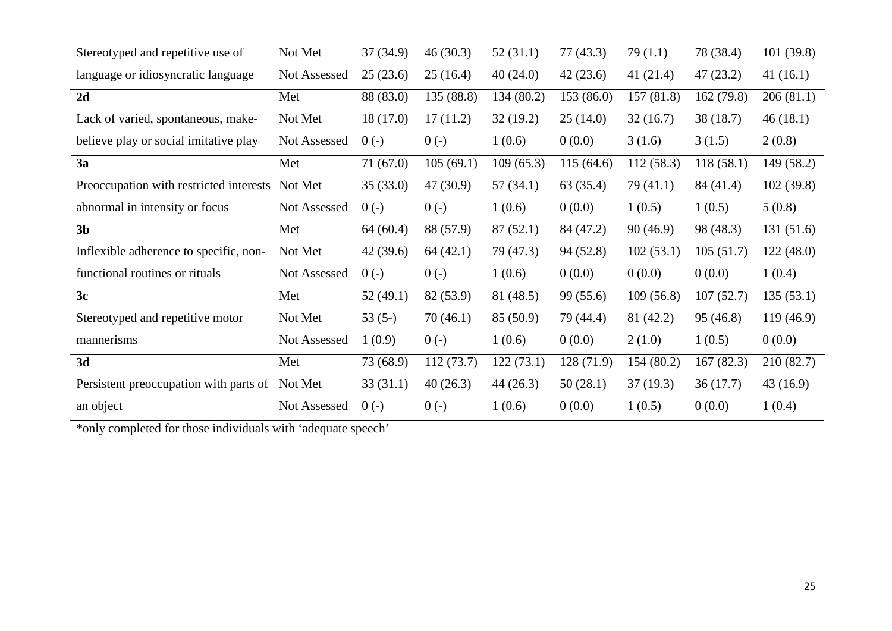| | | | | | | | | |
|---|---|---|---|---|---|---|---|---|
| Stereotyped and repetitive use of | Not Met | 37 (34.9) | 46 (30.3) | 52 (31.1) | 77 (43.3) | 79 (1.1) | 78 (38.4) | 101 (39.8) |
| language or idiosyncratic language | Not Assessed | 25 (23.6) | 25 (16.4) | 40 (24.0) | 42 (23.6) | 41 (21.4) | 47 (23.2) | 41 (16.1) |
| **2d** | Met | 88 (83.0) | 135 (88.8) | 134 (80.2) | 153 (86.0) | 157 (81.8) | 162 (79.8) | 206 (81.1) |
| Lack of varied, spontaneous, make- | Not Met | 18 (17.0) | 17 (11.2) | 32 (19.2) | 25 (14.0) | 32 (16.7) | 38 (18.7) | 46 (18.1) |
| believe play or social imitative play | Not Assessed | 0 (-) | 0 (-) | 1 (0.6) | 0 (0.0) | 3 (1.6) | 3 (1.5) | 2 (0.8) |
| **3a** | Met | 71 (67.0) | 105 (69.1) | 109 (65.3) | 115 (64.6) | 112 (58.3) | 118 (58.1) | 149 (58.2) |
| Preoccupation with restricted interests | Not Met | 35 (33.0) | 47 (30.9) | 57 (34.1) | 63 (35.4) | 79 (41.1) | 84 (41.4) | 102 (39.8) |
| abnormal in intensity or focus | Not Assessed | 0 (-) | 0 (-) | 1 (0.6) | 0 (0.0) | 1 (0.5) | 1 (0.5) | 5 (0.8) |
| **3b** | Met | 64 (60.4) | 88 (57.9) | 87 (52.1) | 84 (47.2) | 90 (46.9) | 98 (48.3) | 131 (51.6) |
| Inflexible adherence to specific, non- | Not Met | 42 (39.6) | 64 (42.1) | 79 (47.3) | 94 (52.8) | 102 (53.1) | 105 (51.7) | 122 (48.0) |
| functional routines or rituals | Not Assessed | 0 (-) | 0 (-) | 1 (0.6) | 0 (0.0) | 0 (0.0) | 0 (0.0) | 1 (0.4) |
| **3c** | Met | 52 (49.1) | 82 (53.9) | 81 (48.5) | 99 (55.6) | 109 (56.8) | 107 (52.7) | 135 (53.1) |
| Stereotyped and repetitive motor | Not Met | 53 (5-) | 70 (46.1) | 85 (50.9) | 79 (44.4) | 81 (42.2) | 95 (46.8) | 119 (46.9) |
| mannerisms | Not Assessed | 1 (0.9) | 0 (-) | 1 (0.6) | 0 (0.0) | 2 (1.0) | 1 (0.5) | 0 (0.0) |
| **3d** | Met | 73 (68.9) | 112 (73.7) | 122 (73.1) | 128 (71.9) | 154 (80.2) | 167 (82.3) | 210 (82.7) |
| Persistent preoccupation with parts of | Not Met | 33 (31.1) | 40 (26.3) | 44 (26.3) | 50 (28.1) | 37 (19.3) | 36 (17.7) | 43 (16.9) |
| an object | Not Assessed | 0 (-) | 0 (-) | 1 (0.6) | 0 (0.0) | 1 (0.5) | 0 (0.0) | 1 (0.4) |

*only completed for those individuals with 'adequate speech'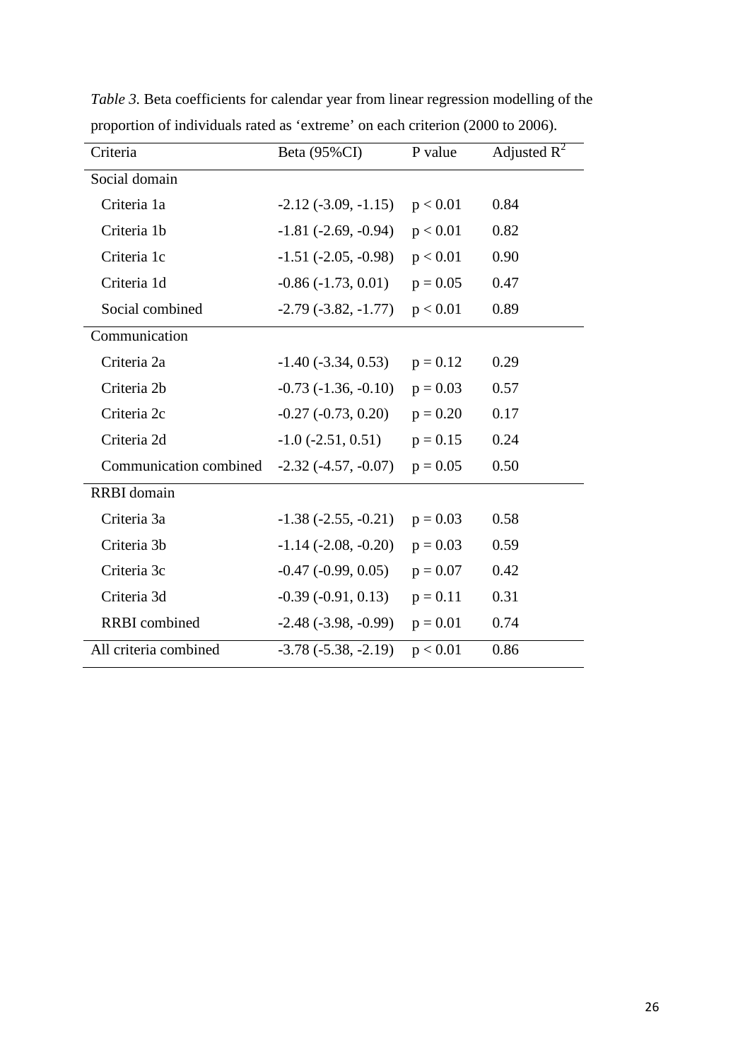*Table 3.* Beta coefficients for calendar year from linear regression modelling of the proportion of individuals rated as 'extreme' on each criterion (2000 to 2006).

| Criteria | Beta (95%CI) | P value | Adjusted $R^2$ |
|---|---|---|---|
| Social domain | | | |
| Criteria 1a | -2.12 (-3.09, -1.15) | $p < 0.01$ | 0.84 |
| Criteria 1b | -1.81 (-2.69, -0.94) | $p < 0.01$ | 0.82 |
| Criteria 1c | -1.51 (-2.05, -0.98) | $p < 0.01$ | 0.90 |
| Criteria 1d | -0.86 (-1.73, 0.01) | $p = 0.05$ | 0.47 |
| Social combined | -2.79 (-3.82, -1.77) | $p < 0.01$ | 0.89 |
| Communication | | | |
| Criteria 2a | -1.40 (-3.34, 0.53) | $p = 0.12$ | 0.29 |
| Criteria 2b | -0.73 (-1.36, -0.10) | $p = 0.03$ | 0.57 |
| Criteria 2c | -0.27 (-0.73, 0.20) | $p = 0.20$ | 0.17 |
| Criteria 2d | -1.0 (-2.51, 0.51) | $p = 0.15$ | 0.24 |
| Communication combined | -2.32 (-4.57, -0.07) | $p = 0.05$ | 0.50 |
| RRBI domain | | | |
| Criteria 3a | -1.38 (-2.55, -0.21) | $p = 0.03$ | 0.58 |
| Criteria 3b | -1.14 (-2.08, -0.20) | $p = 0.03$ | 0.59 |
| Criteria 3c | -0.47 (-0.99, 0.05) | $p = 0.07$ | 0.42 |
| Criteria 3d | -0.39 (-0.91, 0.13) | $p = 0.11$ | 0.31 |
| RRBI combined | -2.48 (-3.98, -0.99) | $p = 0.01$ | 0.74 |
| All criteria combined | -3.78 (-5.38, -2.19) | $p < 0.01$ | 0.86 |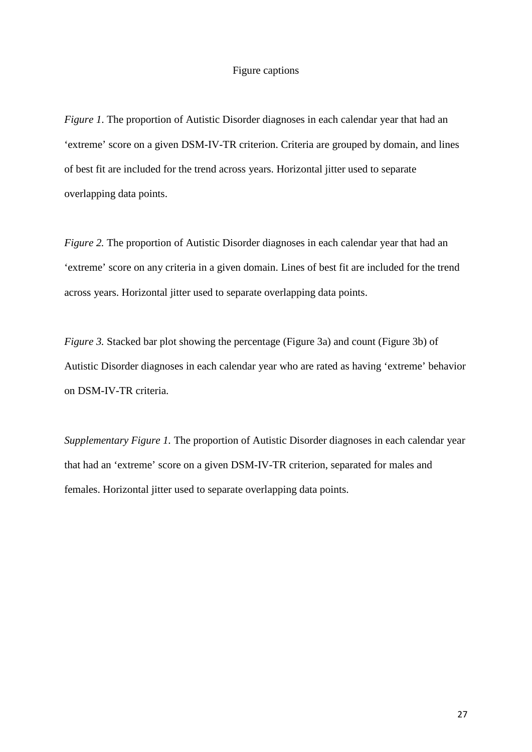# Figure captions

*Figure 1.* The proportion of Autistic Disorder diagnoses in each calendar year that had an 'extreme' score on a given DSM-IV-TR criterion. Criteria are grouped by domain, and lines of best fit are included for the trend across years. Horizontal jitter used to separate overlapping data points.

*Figure 2.* The proportion of Autistic Disorder diagnoses in each calendar year that had an 'extreme' score on any criteria in a given domain. Lines of best fit are included for the trend across years. Horizontal jitter used to separate overlapping data points.

*Figure 3.* Stacked bar plot showing the percentage (Figure 3a) and count (Figure 3b) of Autistic Disorder diagnoses in each calendar year who are rated as having 'extreme' behavior on DSM-IV-TR criteria.

*Supplementary Figure 1.* The proportion of Autistic Disorder diagnoses in each calendar year that had an 'extreme' score on a given DSM-IV-TR criterion, separated for males and females. Horizontal jitter used to separate overlapping data points.